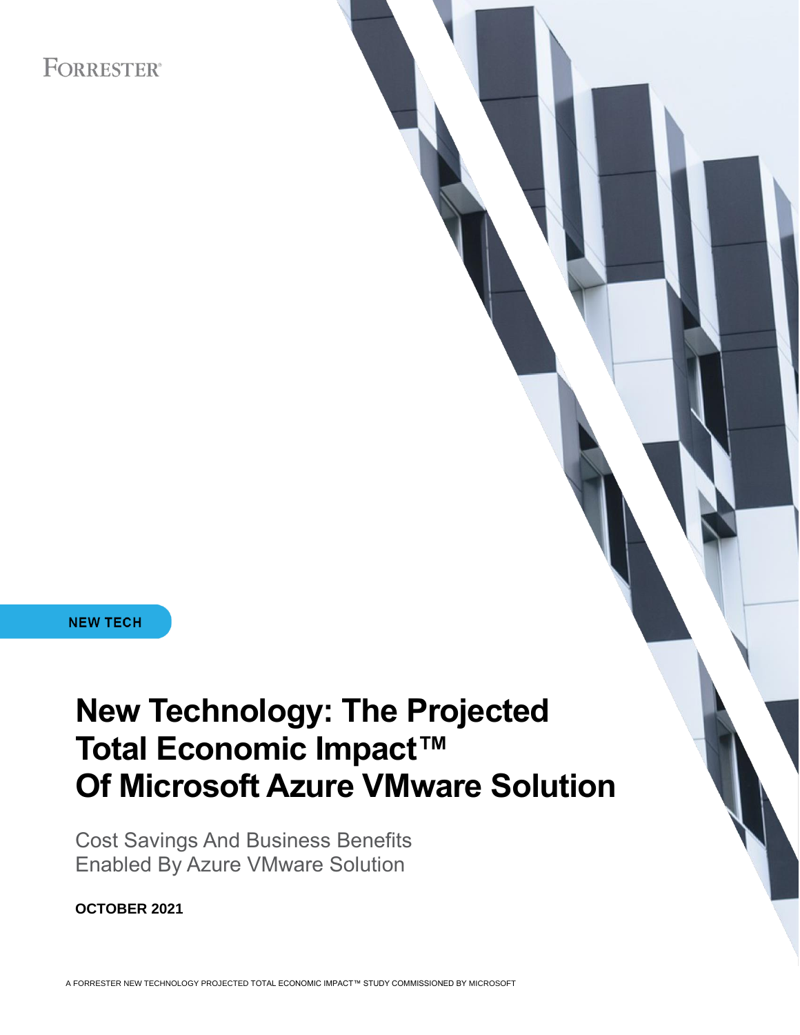FORRESTER®

NEW TECH

# New Technology: The Projected Total Economic Impact™ Of Microsoft Azure VMware Solution

Cost Savings And Business Benefits Enabled By Azure VMware Solution

**OCTOBER 2021**

A FORRESTER NEW TECHNOLOGY PROJECTED TOTAL ECONOMIC IMPACT™ STUDY COMMISSIONED BY MICROSOFT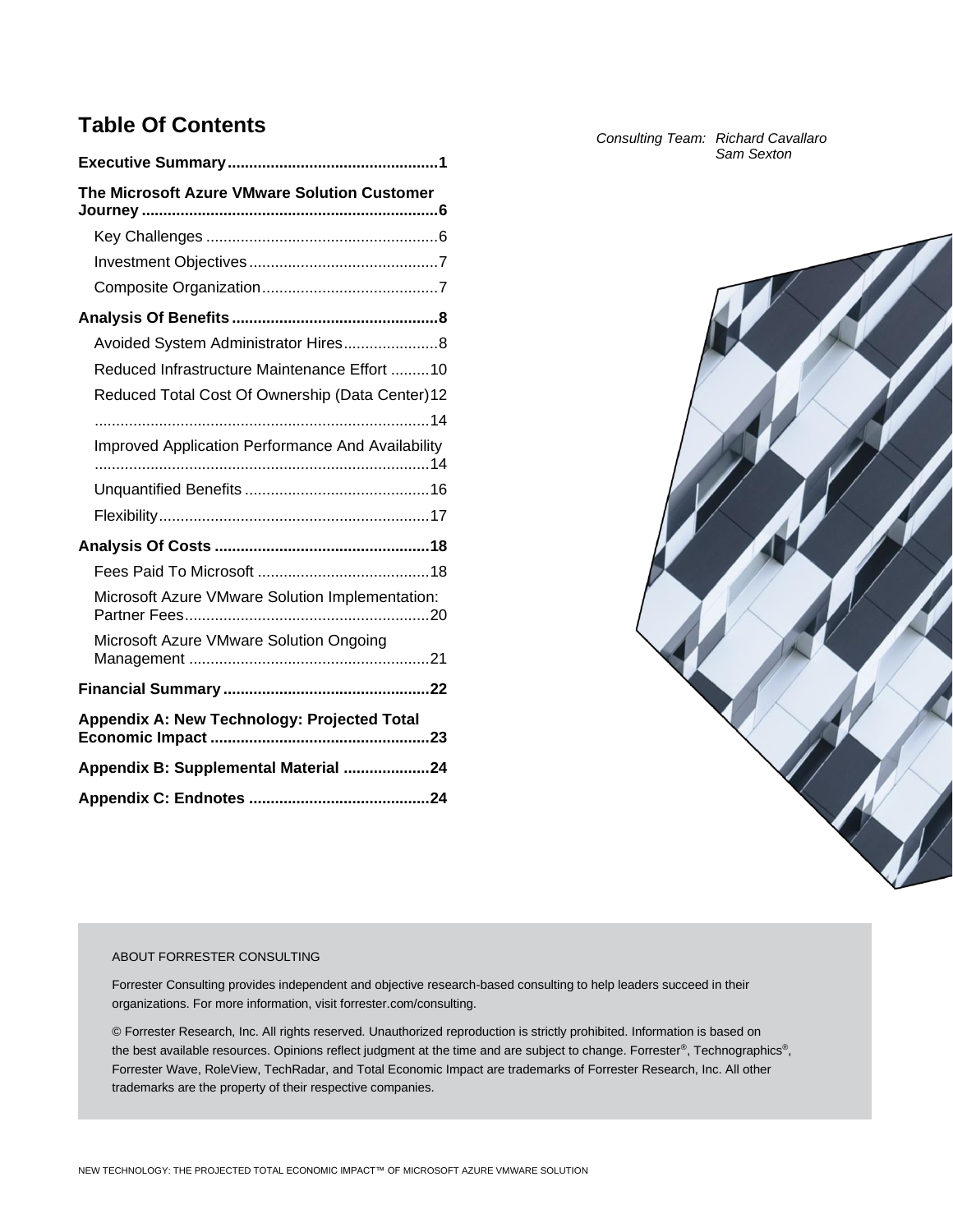# Table Of Contents

*Consulting Team: Richard Cavallaro*
*Sam Sexton*

**Executive Summary ................................................1**

**The Microsoft Azure VMware Solution Customer Journey ....................................................................6**

- Key Challenges .....................................................6
- Investment Objectives ...........................................7
- Composite Organization........................................7

**Analysis Of Benefits ...............................................8**

- Avoided System Administrator Hires.....................8
- Reduced Infrastructure Maintenance Effort .........10
- Reduced Total Cost Of Ownership (Data Center)12
- .............................................................................14
- Improved Application Performance And Availability .............................................................................14
- Unquantified Benefits ..........................................16
- Flexibility..............................................................17

**Analysis Of Costs .................................................18**

- Fees Paid To Microsoft ........................................18
- Microsoft Azure VMware Solution Implementation: Partner Fees........................................................20
- Microsoft Azure VMware Solution Ongoing Management .......................................................21

**Financial Summary ...............................................22**

**Appendix A: New Technology: Projected Total Economic Impact ..................................................23**

**Appendix B: Supplemental Material ....................24**

**Appendix C: Endnotes ..........................................24**

ABOUT FORRESTER CONSULTING

Forrester Consulting provides independent and objective research-based consulting to help leaders succeed in their organizations. For more information, visit forrester.com/consulting.

© Forrester Research, Inc. All rights reserved. Unauthorized reproduction is strictly prohibited. Information is based on the best available resources. Opinions reflect judgment at the time and are subject to change. Forrester®, Technographics®, Forrester Wave, RoleView, TechRadar, and Total Economic Impact are trademarks of Forrester Research, Inc. All other trademarks are the property of their respective companies.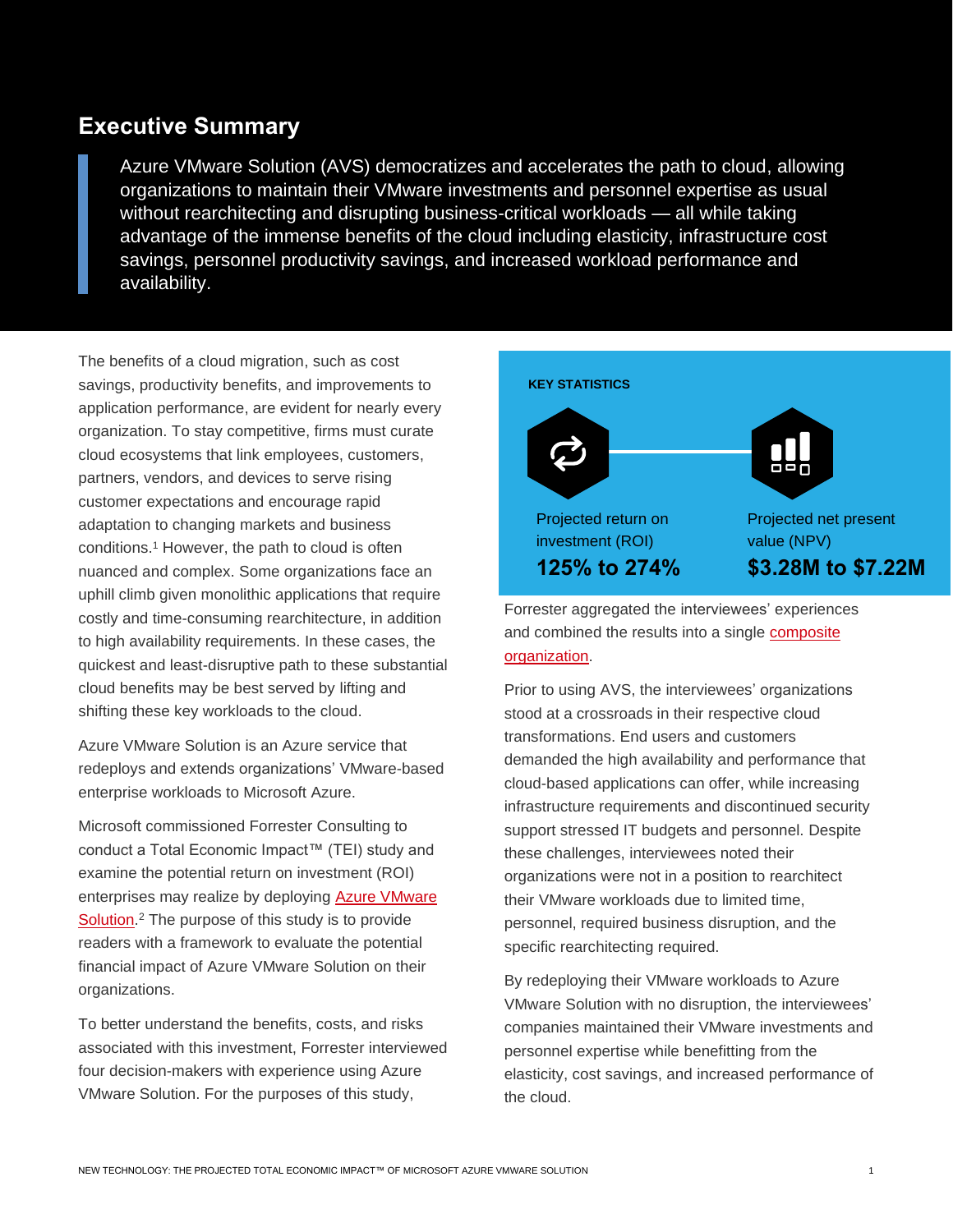## Executive Summary

> Azure VMware Solution (AVS) democratizes and accelerates the path to cloud, allowing organizations to maintain their VMware investments and personnel expertise as usual without rearchitecting and disrupting business-critical workloads — all while taking advantage of the immense benefits of the cloud including elasticity, infrastructure cost savings, personnel productivity savings, and increased workload performance and availability.

The benefits of a cloud migration, such as cost savings, productivity benefits, and improvements to application performance, are evident for nearly every organization. To stay competitive, firms must curate cloud ecosystems that link employees, customers, partners, vendors, and devices to serve rising customer expectations and encourage rapid adaptation to changing markets and business conditions.[1] However, the path to cloud is often nuanced and complex. Some organizations face an uphill climb given monolithic applications that require costly and time-consuming rearchitecture, in addition to high availability requirements. In these cases, the quickest and least-disruptive path to these substantial cloud benefits may be best served by lifting and shifting these key workloads to the cloud.

Azure VMware Solution is an Azure service that redeploys and extends organizations' VMware-based enterprise workloads to Microsoft Azure.

Microsoft commissioned Forrester Consulting to conduct a Total Economic Impact™ (TEI) study and examine the potential return on investment (ROI) enterprises may realize by deploying Azure VMware Solution.[2] The purpose of this study is to provide readers with a framework to evaluate the potential financial impact of Azure VMware Solution on their organizations.

To better understand the benefits, costs, and risks associated with this investment, Forrester interviewed four decision-makers with experience using Azure VMware Solution. For the purposes of this study, Forrester aggregated the interviewees' experiences and combined the results into a single composite organization.

**KEY STATISTICS**

Projected return on investment (ROI)
**125% to 274%**

Projected net present value (NPV)
**$3.28M to $7.22M**

Prior to using AVS, the interviewees' organizations stood at a crossroads in their respective cloud transformations. End users and customers demanded the high availability and performance that cloud-based applications can offer, while increasing infrastructure requirements and discontinued security support stressed IT budgets and personnel. Despite these challenges, interviewees noted their organizations were not in a position to rearchitect their VMware workloads due to limited time, personnel, required business disruption, and the specific rearchitecting required.

By redeploying their VMware workloads to Azure VMware Solution with no disruption, the interviewees' companies maintained their VMware investments and personnel expertise while benefitting from the elasticity, cost savings, and increased performance of the cloud.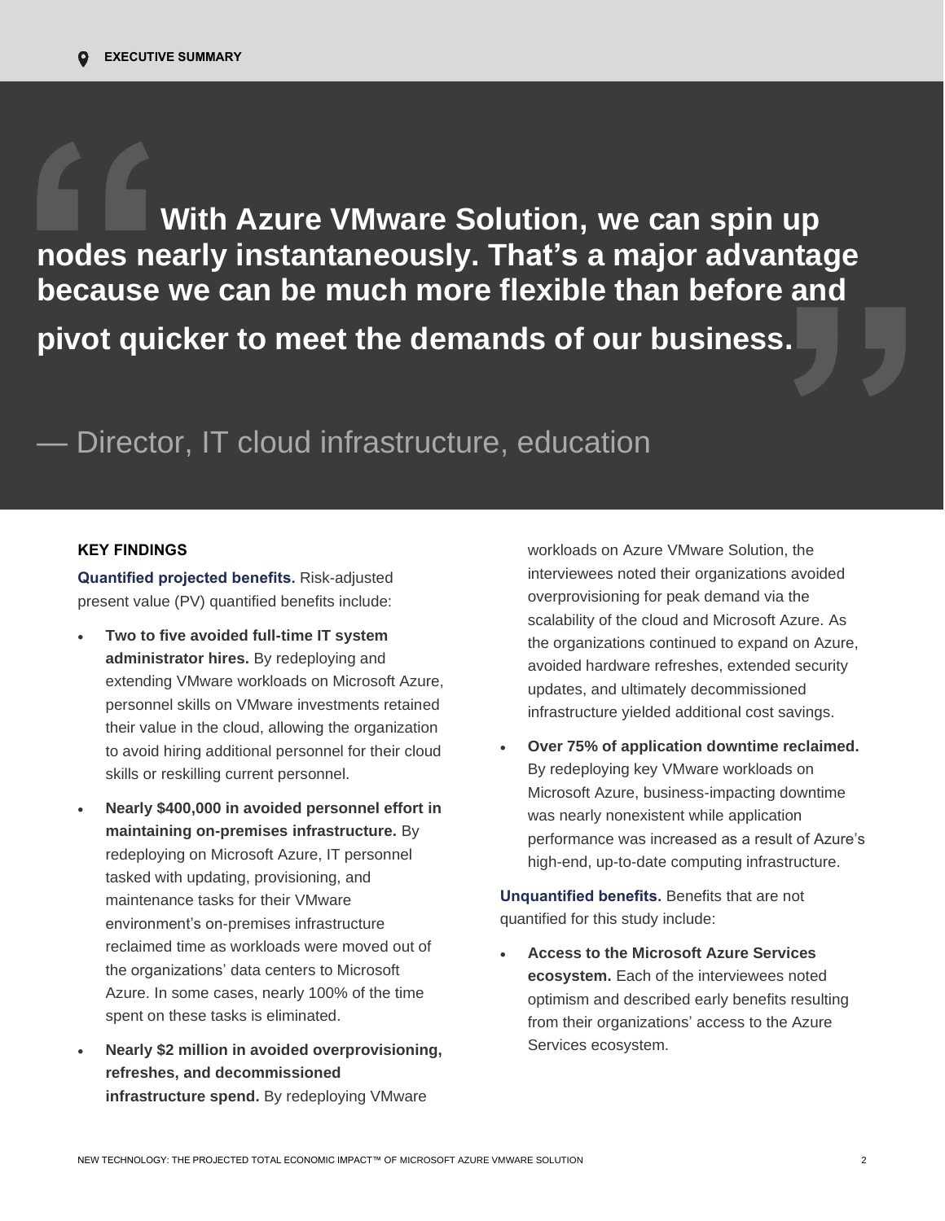> **With Azure VMware Solution, we can spin up nodes nearly instantaneously. That's a major advantage because we can be much more flexible than before and pivot quicker to meet the demands of our business.**
>
> — Director, IT cloud infrastructure, education

**KEY FINDINGS**

**Quantified projected benefits.** Risk-adjusted present value (PV) quantified benefits include:

- **Two to five avoided full-time IT system administrator hires.** By redeploying and extending VMware workloads on Microsoft Azure, personnel skills on VMware investments retained their value in the cloud, allowing the organization to avoid hiring additional personnel for their cloud skills or reskilling current personnel.
- **Nearly $400,000 in avoided personnel effort in maintaining on-premises infrastructure.** By redeploying on Microsoft Azure, IT personnel tasked with updating, provisioning, and maintenance tasks for their VMware environment's on-premises infrastructure reclaimed time as workloads were moved out of the organizations' data centers to Microsoft Azure. In some cases, nearly 100% of the time spent on these tasks is eliminated.
- **Nearly $2 million in avoided overprovisioning, refreshes, and decommissioned infrastructure spend.** By redeploying VMware workloads on Azure VMware Solution, the interviewees noted their organizations avoided overprovisioning for peak demand via the scalability of the cloud and Microsoft Azure. As the organizations continued to expand on Azure, avoided hardware refreshes, extended security updates, and ultimately decommissioned infrastructure yielded additional cost savings.
- **Over 75% of application downtime reclaimed.** By redeploying key VMware workloads on Microsoft Azure, business-impacting downtime was nearly nonexistent while application performance was increased as a result of Azure's high-end, up-to-date computing infrastructure.

**Unquantified benefits.** Benefits that are not quantified for this study include:

- **Access to the Microsoft Azure Services ecosystem.** Each of the interviewees noted optimism and described early benefits resulting from their organizations' access to the Azure Services ecosystem.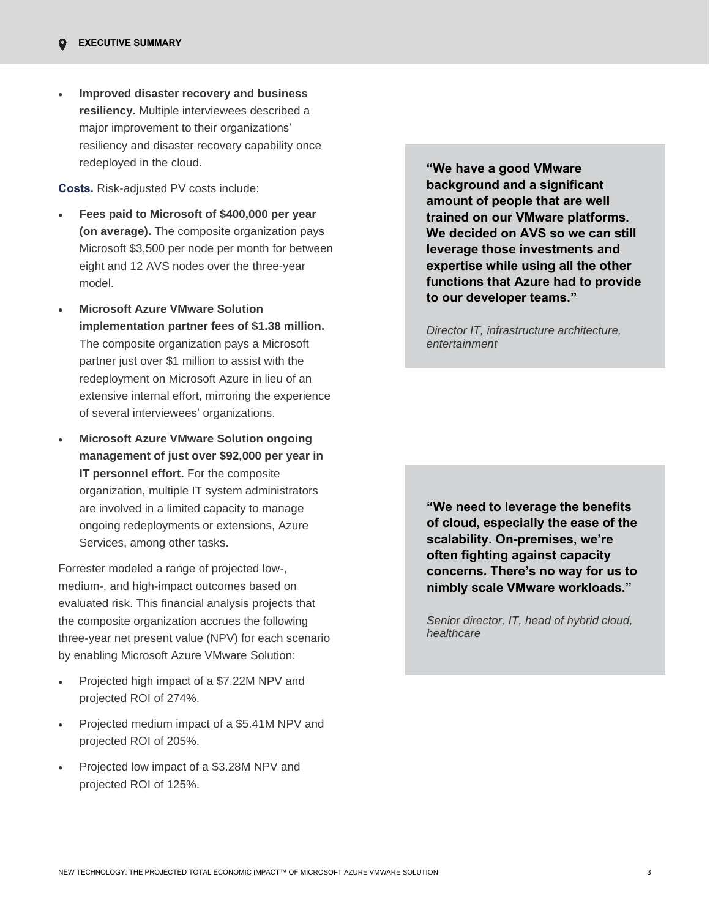- **Improved disaster recovery and business resiliency.** Multiple interviewees described a major improvement to their organizations' resiliency and disaster recovery capability once redeployed in the cloud.

**Costs.** Risk-adjusted PV costs include:

- **Fees paid to Microsoft of $400,000 per year (on average).** The composite organization pays Microsoft $3,500 per node per month for between eight and 12 AVS nodes over the three-year model.
- **Microsoft Azure VMware Solution implementation partner fees of $1.38 million.** The composite organization pays a Microsoft partner just over $1 million to assist with the redeployment on Microsoft Azure in lieu of an extensive internal effort, mirroring the experience of several interviewees' organizations.
- **Microsoft Azure VMware Solution ongoing management of just over $92,000 per year in IT personnel effort.** For the composite organization, multiple IT system administrators are involved in a limited capacity to manage ongoing redeployments or extensions, Azure Services, among other tasks.

Forrester modeled a range of projected low-, medium-, and high-impact outcomes based on evaluated risk. This financial analysis projects that the composite organization accrues the following three-year net present value (NPV) for each scenario by enabling Microsoft Azure VMware Solution:

- Projected high impact of a $7.22M NPV and projected ROI of 274%.
- Projected medium impact of a $5.41M NPV and projected ROI of 205%.
- Projected low impact of a $3.28M NPV and projected ROI of 125%.

> **"We have a good VMware background and a significant amount of people that are well trained on our VMware platforms. We decided on AVS so we can still leverage those investments and expertise while using all the other functions that Azure had to provide to our developer teams."**
>
> *Director IT, infrastructure architecture, entertainment*

> **"We need to leverage the benefits of cloud, especially the ease of the scalability. On-premises, we're often fighting against capacity concerns. There's no way for us to nimbly scale VMware workloads."**
>
> *Senior director, IT, head of hybrid cloud, healthcare*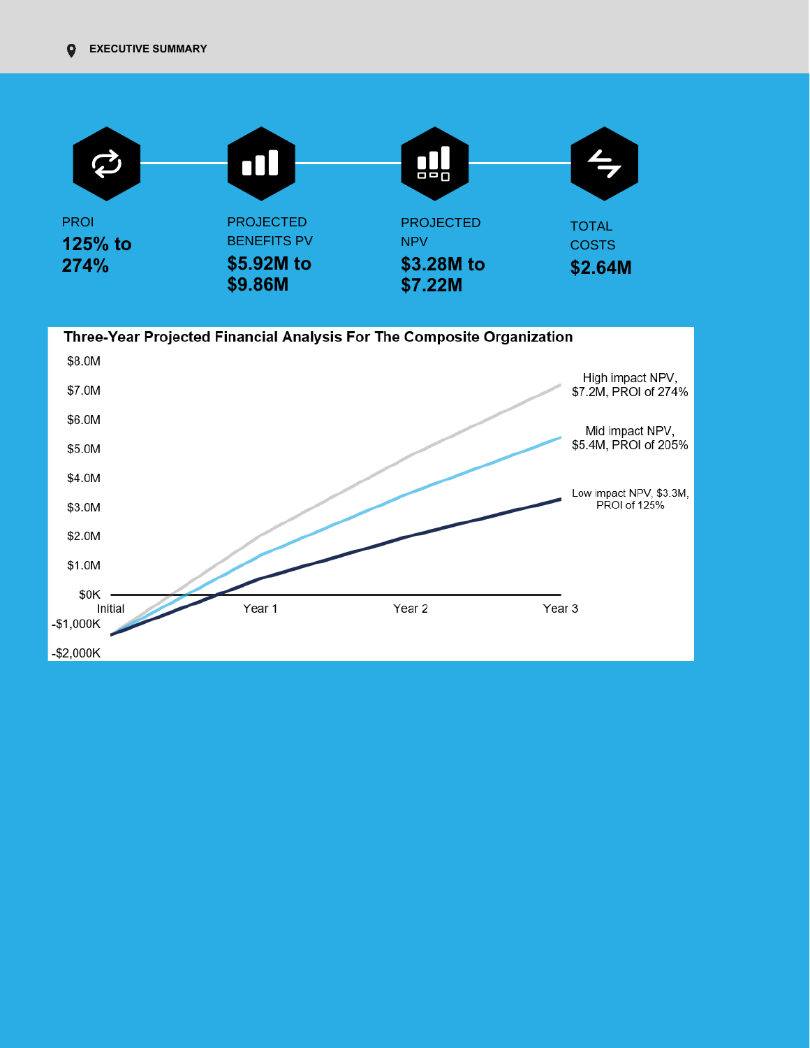PROI
**125% to 274%**

PROJECTED BENEFITS PV
**$5.92M to $9.86M**

PROJECTED NPV
**$3.28M to $7.22M**

TOTAL COSTS
**$2.64M**

**Three-Year Projected Financial Analysis For The Composite Organization**

- High impact NPV, $7.2M, PROI of 274%
- Mid impact NPV, $5.4M, PROI of 205%
- Low impact NPV, $3.3M, PROI of 125%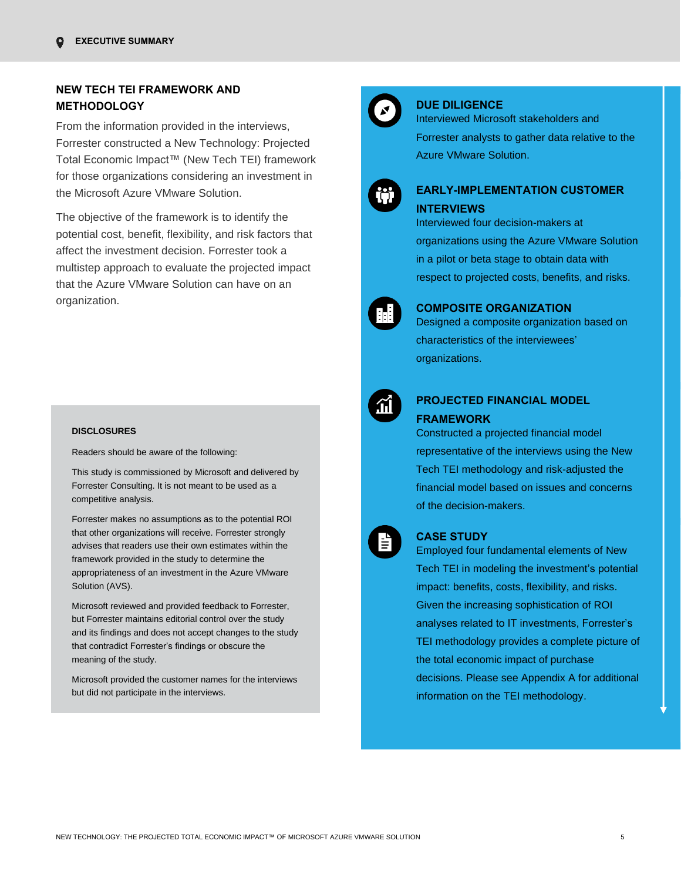## NEW TECH TEI FRAMEWORK AND METHODOLOGY

From the information provided in the interviews, Forrester constructed a New Technology: Projected Total Economic Impact™ (New Tech TEI) framework for those organizations considering an investment in the Microsoft Azure VMware Solution.

The objective of the framework is to identify the potential cost, benefit, flexibility, and risk factors that affect the investment decision. Forrester took a multistep approach to evaluate the projected impact that the Azure VMware Solution can have on an organization.

### DUE DILIGENCE

Interviewed Microsoft stakeholders and Forrester analysts to gather data relative to the Azure VMware Solution.

### EARLY-IMPLEMENTATION CUSTOMER INTERVIEWS

Interviewed four decision-makers at organizations using the Azure VMware Solution in a pilot or beta stage to obtain data with respect to projected costs, benefits, and risks.

### COMPOSITE ORGANIZATION

Designed a composite organization based on characteristics of the interviewees' organizations.

### PROJECTED FINANCIAL MODEL FRAMEWORK

Constructed a projected financial model representative of the interviews using the New Tech TEI methodology and risk-adjusted the financial model based on issues and concerns of the decision-makers.

### CASE STUDY

Employed four fundamental elements of New Tech TEI in modeling the investment's potential impact: benefits, costs, flexibility, and risks. Given the increasing sophistication of ROI analyses related to IT investments, Forrester's TEI methodology provides a complete picture of the total economic impact of purchase decisions. Please see Appendix A for additional information on the TEI methodology.

#### DISCLOSURES

Readers should be aware of the following:

This study is commissioned by Microsoft and delivered by Forrester Consulting. It is not meant to be used as a competitive analysis.

Forrester makes no assumptions as to the potential ROI that other organizations will receive. Forrester strongly advises that readers use their own estimates within the framework provided in the study to determine the appropriateness of an investment in the Azure VMware Solution (AVS).

Microsoft reviewed and provided feedback to Forrester, but Forrester maintains editorial control over the study and its findings and does not accept changes to the study that contradict Forrester's findings or obscure the meaning of the study.

Microsoft provided the customer names for the interviews but did not participate in the interviews.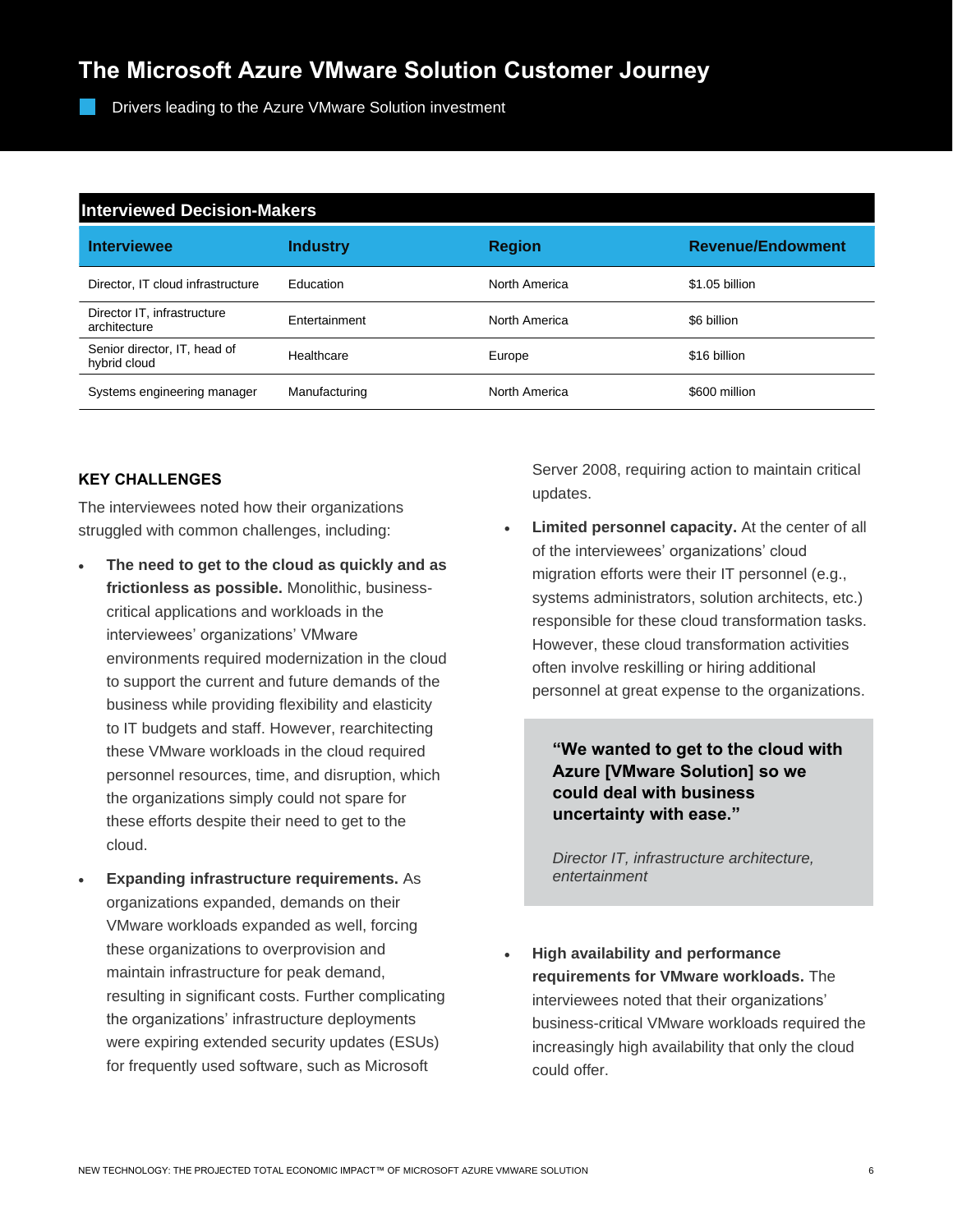## The Microsoft Azure VMware Solution Customer Journey

Drivers leading to the Azure VMware Solution investment

**Interviewed Decision-Makers**

| Interviewee | Industry | Region | Revenue/Endowment |
| --- | --- | --- | --- |
| Director, IT cloud infrastructure | Education | North America | $1.05 billion |
| Director IT, infrastructure architecture | Entertainment | North America | $6 billion |
| Senior director, IT, head of hybrid cloud | Healthcare | Europe | $16 billion |
| Systems engineering manager | Manufacturing | North America | $600 million |

### KEY CHALLENGES

The interviewees noted how their organizations struggled with common challenges, including:

- **The need to get to the cloud as quickly and as frictionless as possible.** Monolithic, business-critical applications and workloads in the interviewees' organizations' VMware environments required modernization in the cloud to support the current and future demands of the business while providing flexibility and elasticity to IT budgets and staff. However, rearchitecting these VMware workloads in the cloud required personnel resources, time, and disruption, which the organizations simply could not spare for these efforts despite their need to get to the cloud.
- **Expanding infrastructure requirements.** As organizations expanded, demands on their VMware workloads expanded as well, forcing these organizations to overprovision and maintain infrastructure for peak demand, resulting in significant costs. Further complicating the organizations' infrastructure deployments were expiring extended security updates (ESUs) for frequently used software, such as Microsoft Server 2008, requiring action to maintain critical updates.
- **Limited personnel capacity.** At the center of all of the interviewees' organizations' cloud migration efforts were their IT personnel (e.g., systems administrators, solution architects, etc.) responsible for these cloud transformation tasks. However, these cloud transformation activities often involve reskilling or hiring additional personnel at great expense to the organizations.

> **"We wanted to get to the cloud with Azure [VMware Solution] so we could deal with business uncertainty with ease."**
>
> *Director IT, infrastructure architecture, entertainment*

- **High availability and performance requirements for VMware workloads.** The interviewees noted that their organizations' business-critical VMware workloads required the increasingly high availability that only the cloud could offer.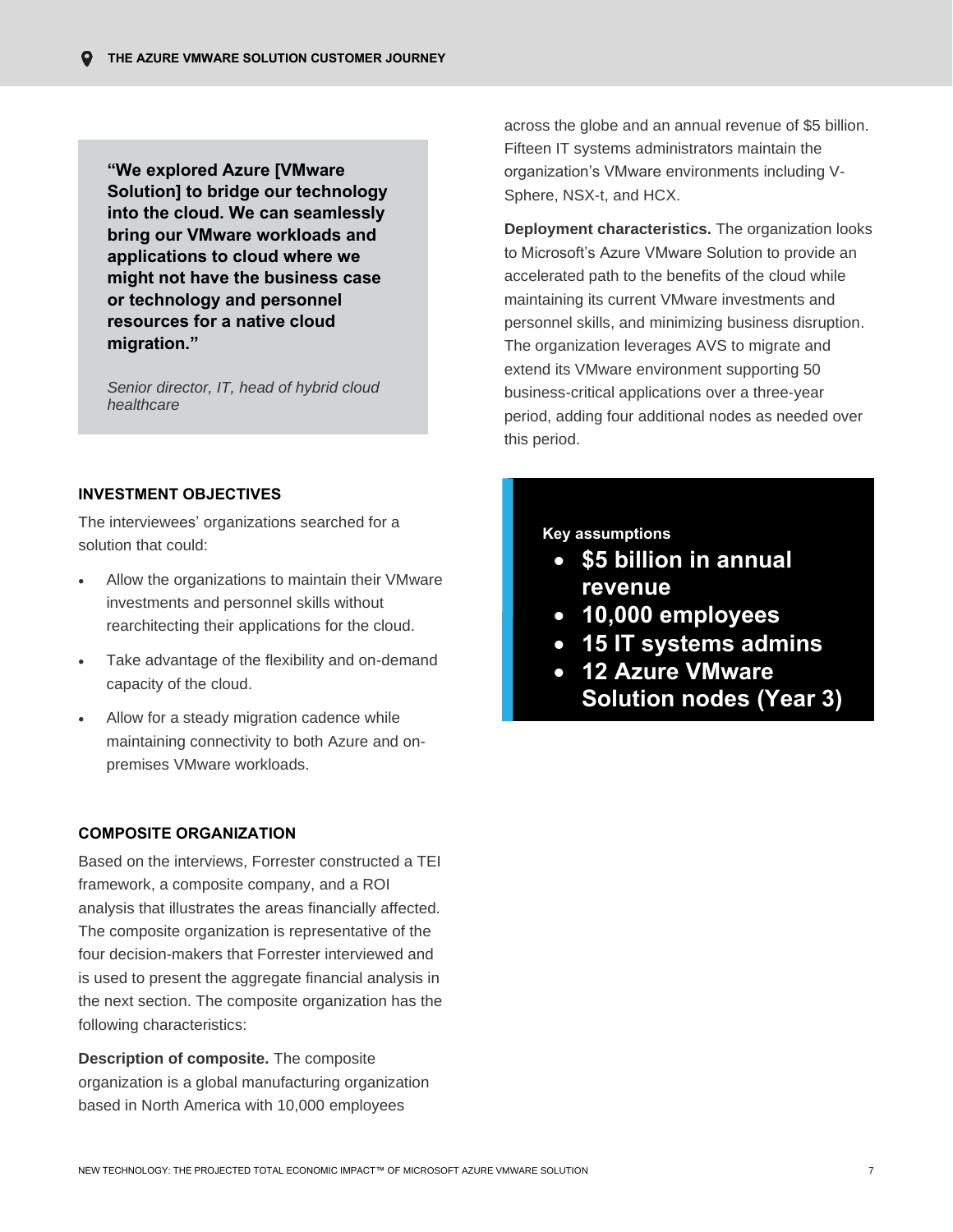> **"We explored Azure [VMware Solution] to bridge our technology into the cloud. We can seamlessly bring our VMware workloads and applications to cloud where we might not have the business case or technology and personnel resources for a native cloud migration."**
>
> *Senior director, IT, head of hybrid cloud healthcare*

### INVESTMENT OBJECTIVES

The interviewees' organizations searched for a solution that could:

- Allow the organizations to maintain their VMware investments and personnel skills without rearchitecting their applications for the cloud.
- Take advantage of the flexibility and on-demand capacity of the cloud.
- Allow for a steady migration cadence while maintaining connectivity to both Azure and on-premises VMware workloads.

### COMPOSITE ORGANIZATION

Based on the interviews, Forrester constructed a TEI framework, a composite company, and a ROI analysis that illustrates the areas financially affected. The composite organization is representative of the four decision-makers that Forrester interviewed and is used to present the aggregate financial analysis in the next section. The composite organization has the following characteristics:

**Description of composite.** The composite organization is a global manufacturing organization based in North America with 10,000 employees across the globe and an annual revenue of $5 billion. Fifteen IT systems administrators maintain the organization's VMware environments including V-Sphere, NSX-t, and HCX.

**Deployment characteristics.** The organization looks to Microsoft's Azure VMware Solution to provide an accelerated path to the benefits of the cloud while maintaining its current VMware investments and personnel skills, and minimizing business disruption. The organization leverages AVS to migrate and extend its VMware environment supporting 50 business-critical applications over a three-year period, adding four additional nodes as needed over this period.

**Key assumptions**

- **$5 billion in annual revenue**
- **10,000 employees**
- **15 IT systems admins**
- **12 Azure VMware Solution nodes (Year 3)**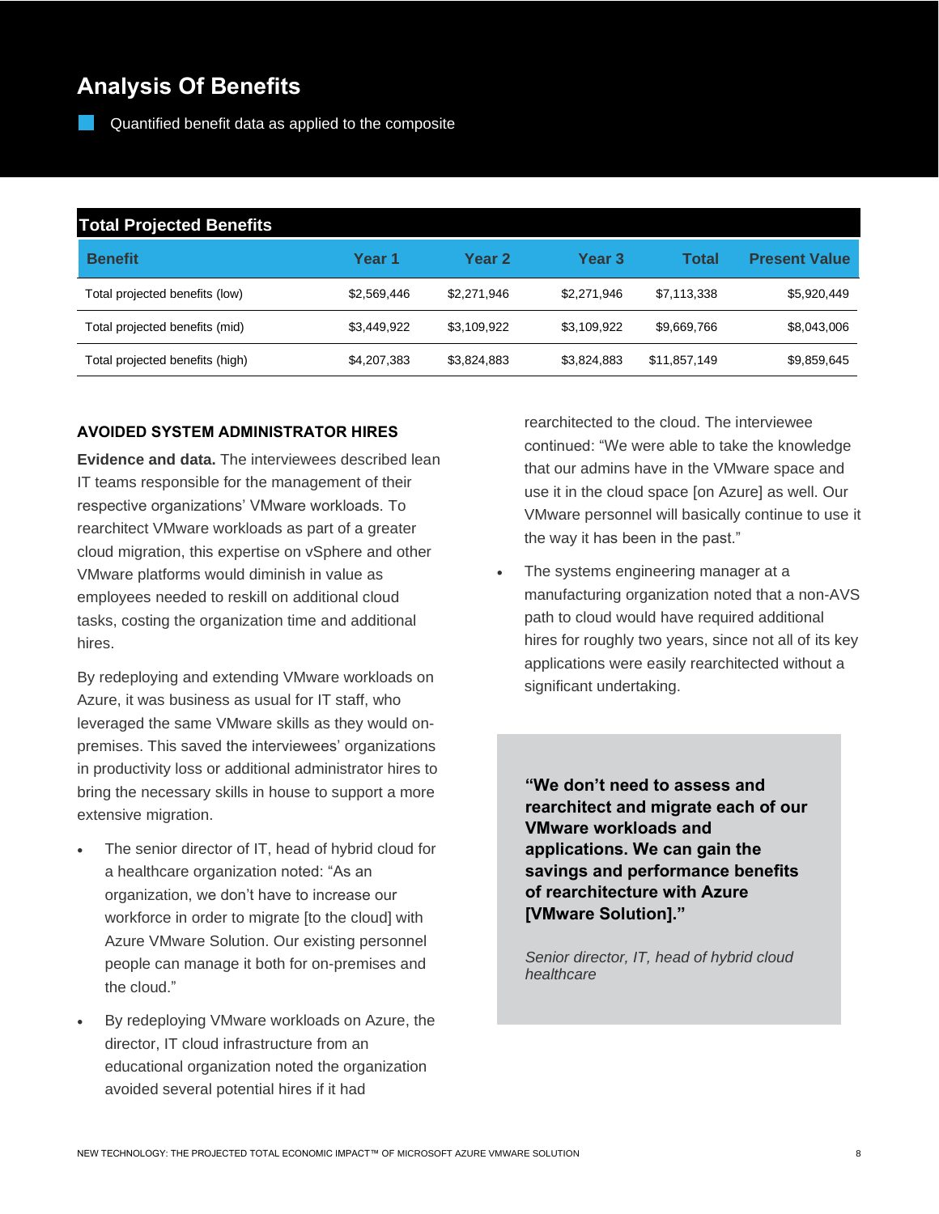# Analysis Of Benefits

Quantified benefit data as applied to the composite

| Total Projected Benefits | | | | | |
|---|---|---|---|---|---|
| **Benefit** | **Year 1** | **Year 2** | **Year 3** | **Total** | **Present Value** |
| Total projected benefits (low) | $2,569,446 | $2,271,946 | $2,271,946 | $7,113,338 | $5,920,449 |
| Total projected benefits (mid) | $3,449,922 | $3,109,922 | $3,109,922 | $9,669,766 | $8,043,006 |
| Total projected benefits (high) | $4,207,383 | $3,824,883 | $3,824,883 | $11,857,149 | $9,859,645 |

### AVOIDED SYSTEM ADMINISTRATOR HIRES

**Evidence and data.** The interviewees described lean IT teams responsible for the management of their respective organizations' VMware workloads. To rearchitect VMware workloads as part of a greater cloud migration, this expertise on vSphere and other VMware platforms would diminish in value as employees needed to reskill on additional cloud tasks, costing the organization time and additional hires.

By redeploying and extending VMware workloads on Azure, it was business as usual for IT staff, who leveraged the same VMware skills as they would on-premises. This saved the interviewees' organizations in productivity loss or additional administrator hires to bring the necessary skills in house to support a more extensive migration.

- The senior director of IT, head of hybrid cloud for a healthcare organization noted: "As an organization, we don't have to increase our workforce in order to migrate [to the cloud] with Azure VMware Solution. Our existing personnel people can manage it both for on-premises and the cloud."
- By redeploying VMware workloads on Azure, the director, IT cloud infrastructure from an educational organization noted the organization avoided several potential hires if it had rearchitected to the cloud. The interviewee continued: "We were able to take the knowledge that our admins have in the VMware space and use it in the cloud space [on Azure] as well. Our VMware personnel will basically continue to use it the way it has been in the past."
- The systems engineering manager at a manufacturing organization noted that a non-AVS path to cloud would have required additional hires for roughly two years, since not all of its key applications were easily rearchitected without a significant undertaking.

> **"We don't need to assess and rearchitect and migrate each of our VMware workloads and applications. We can gain the savings and performance benefits of rearchitecture with Azure [VMware Solution]."**
>
> *Senior director, IT, head of hybrid cloud healthcare*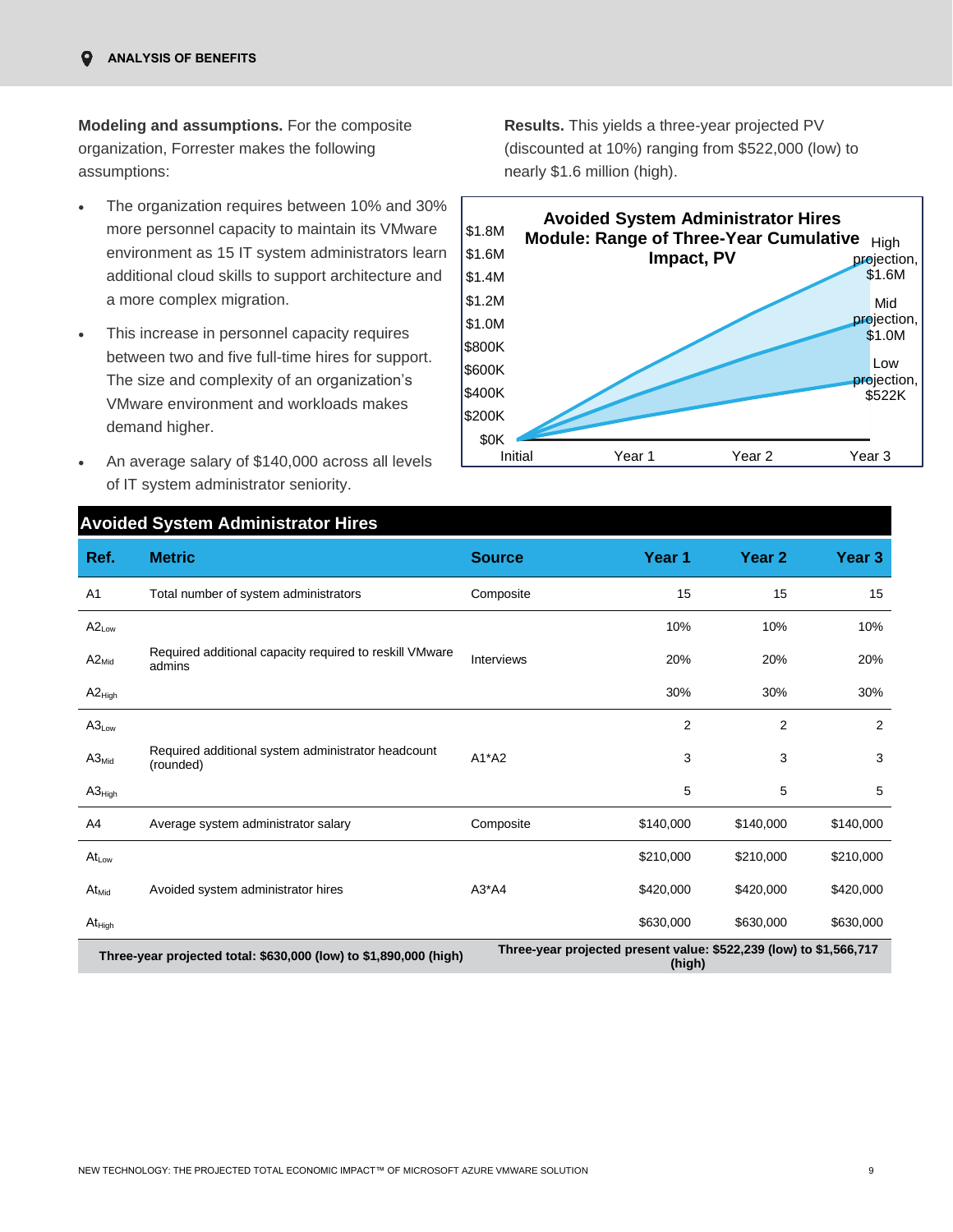**Modeling and assumptions.** For the composite organization, Forrester makes the following assumptions:

- The organization requires between 10% and 30% more personnel capacity to maintain its VMware environment as 15 IT system administrators learn additional cloud skills to support architecture and a more complex migration.
- This increase in personnel capacity requires between two and five full-time hires for support. The size and complexity of an organization's VMware environment and workloads makes demand higher.
- An average salary of $140,000 across all levels of IT system administrator seniority.

**Results.** This yields a three-year projected PV (discounted at 10%) ranging from $522,000 (low) to nearly $1.6 million (high).

**Avoided System Administrator Hires Module: Range of Three-Year Cumulative Impact, PV**

High projection, $1.6M
Mid projection, $1.0M
Low projection, $522K

$1.8M, $1.6M, $1.4M, $1.2M, $1.0M, $800K, $600K, $400K, $200K, $0K

Initial, Year 1, Year 2, Year 3

**Avoided System Administrator Hires**

| Ref. | Metric | Source | Year 1 | Year 2 | Year 3 |
|---|---|---|---|---|---|
| A1 | Total number of system administrators | Composite | 15 | 15 | 15 |
| $A2_{Low}$ | Required additional capacity required to reskill VMware admins | Interviews | 10% | 10% | 10% |
| $A2_{Mid}$ | | | 20% | 20% | 20% |
| $A2_{High}$ | | | 30% | 30% | 30% |
| $A3_{Low}$ | Required additional system administrator headcount (rounded) | A1*A2 | 2 | 2 | 2 |
| $A3_{Mid}$ | | | 3 | 3 | 3 |
| $A3_{High}$ | | | 5 | 5 | 5 |
| A4 | Average system administrator salary | Composite | $140,000 | $140,000 | $140,000 |
| $At_{Low}$ | Avoided system administrator hires | A3*A4 | $210,000 | $210,000 | $210,000 |
| $At_{Mid}$ | | | $420,000 | $420,000 | $420,000 |
| $At_{High}$ | | | $630,000 | $630,000 | $630,000 |
| **Three-year projected total: $630,000 (low) to $1,890,000 (high)** | | | **Three-year projected present value: $522,239 (low) to $1,566,717 (high)** | | |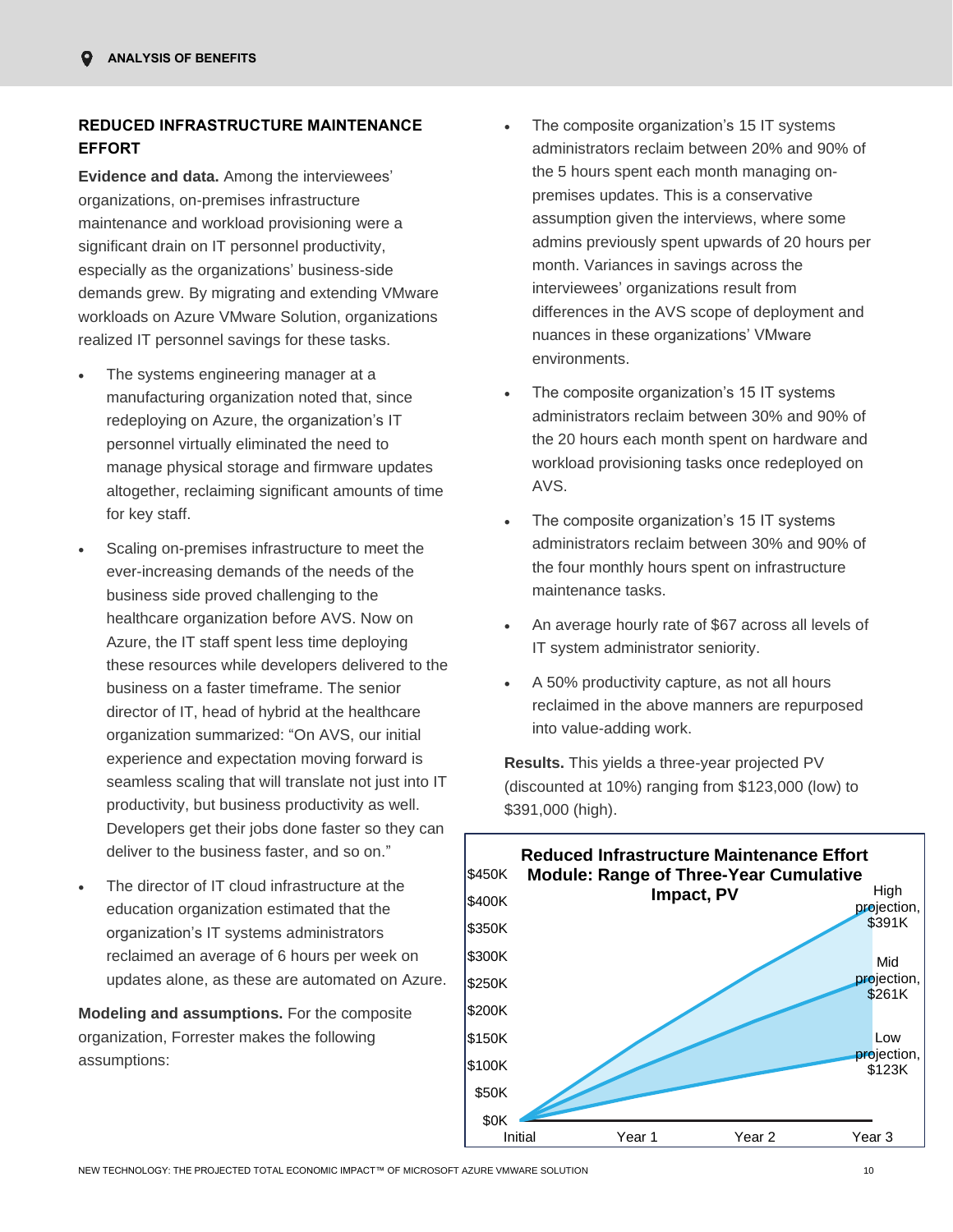## REDUCED INFRASTRUCTURE MAINTENANCE EFFORT

**Evidence and data.** Among the interviewees' organizations, on-premises infrastructure maintenance and workload provisioning were a significant drain on IT personnel productivity, especially as the organizations' business-side demands grew. By migrating and extending VMware workloads on Azure VMware Solution, organizations realized IT personnel savings for these tasks.

- The systems engineering manager at a manufacturing organization noted that, since redeploying on Azure, the organization's IT personnel virtually eliminated the need to manage physical storage and firmware updates altogether, reclaiming significant amounts of time for key staff.
- Scaling on-premises infrastructure to meet the ever-increasing demands of the needs of the business side proved challenging to the healthcare organization before AVS. Now on Azure, the IT staff spent less time deploying these resources while developers delivered to the business on a faster timeframe. The senior director of IT, head of hybrid at the healthcare organization summarized: "On AVS, our initial experience and expectation moving forward is seamless scaling that will translate not just into IT productivity, but business productivity as well. Developers get their jobs done faster so they can deliver to the business faster, and so on."
- The director of IT cloud infrastructure at the education organization estimated that the organization's IT systems administrators reclaimed an average of 6 hours per week on updates alone, as these are automated on Azure.

**Modeling and assumptions.** For the composite organization, Forrester makes the following assumptions:

- The composite organization's 15 IT systems administrators reclaim between 20% and 90% of the 5 hours spent each month managing on-premises updates. This is a conservative assumption given the interviews, where some admins previously spent upwards of 20 hours per month. Variances in savings across the interviewees' organizations result from differences in the AVS scope of deployment and nuances in these organizations' VMware environments.
- The composite organization's 15 IT systems administrators reclaim between 30% and 90% of the 20 hours each month spent on hardware and workload provisioning tasks once redeployed on AVS.
- The composite organization's 15 IT systems administrators reclaim between 30% and 90% of the four monthly hours spent on infrastructure maintenance tasks.
- An average hourly rate of $67 across all levels of IT system administrator seniority.
- A 50% productivity capture, as not all hours reclaimed in the above manners are repurposed into value-adding work.

**Results.** This yields a three-year projected PV (discounted at 10%) ranging from $123,000 (low) to $391,000 (high).

**Reduced Infrastructure Maintenance Effort Module: Range of Three-Year Cumulative Impact, PV**

| | Initial | Year 1 | Year 2 | Year 3 |
|---|---|---|---|---|
| High projection | $0K | | | $391K |
| Mid projection | $0K | | | $261K |
| Low projection | $0K | | | $123K |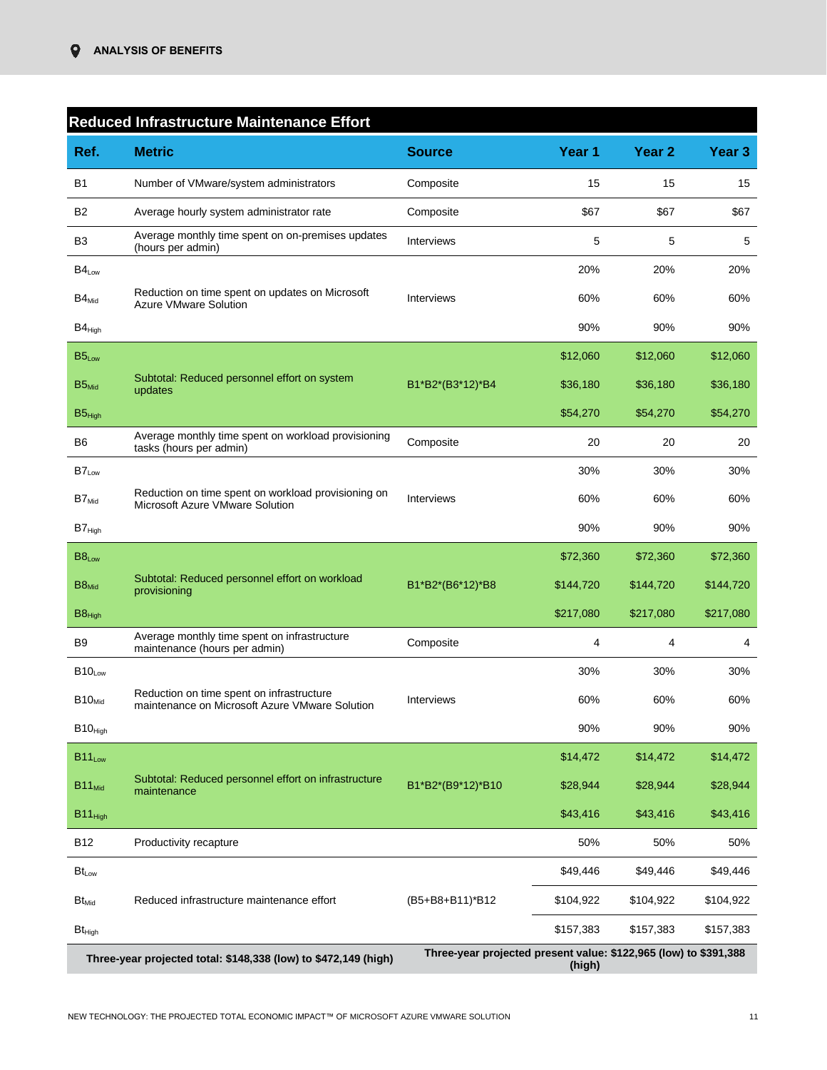## Reduced Infrastructure Maintenance Effort

| Ref. | Metric | Source | Year 1 | Year 2 | Year 3 |
|---|---|---|---|---|---|
| B1 | Number of VMware/system administrators | Composite | 15 | 15 | 15 |
| B2 | Average hourly system administrator rate | Composite | $67 | $67 | $67 |
| B3 | Average monthly time spent on on-premises updates (hours per admin) | Interviews | 5 | 5 | 5 |
| $B4_{Low}$ | Reduction on time spent on updates on Microsoft Azure VMware Solution | Interviews | 20% | 20% | 20% |
| $B4_{Mid}$ | | | 60% | 60% | 60% |
| $B4_{High}$ | | | 90% | 90% | 90% |
| $B5_{Low}$ | Subtotal: Reduced personnel effort on system updates | B1*B2*(B3*12)*B4 | $12,060 | $12,060 | $12,060 |
| $B5_{Mid}$ | | | $36,180 | $36,180 | $36,180 |
| $B5_{High}$ | | | $54,270 | $54,270 | $54,270 |
| B6 | Average monthly time spent on workload provisioning tasks (hours per admin) | Composite | 20 | 20 | 20 |
| $B7_{Low}$ | Reduction on time spent on workload provisioning on Microsoft Azure VMware Solution | Interviews | 30% | 30% | 30% |
| $B7_{Mid}$ | | | 60% | 60% | 60% |
| $B7_{High}$ | | | 90% | 90% | 90% |
| $B8_{Low}$ | Subtotal: Reduced personnel effort on workload provisioning | B1*B2*(B6*12)*B8 | $72,360 | $72,360 | $72,360 |
| $B8_{Mid}$ | | | $144,720 | $144,720 | $144,720 |
| $B8_{High}$ | | | $217,080 | $217,080 | $217,080 |
| B9 | Average monthly time spent on infrastructure maintenance (hours per admin) | Composite | 4 | 4 | 4 |
| $B10_{Low}$ | Reduction on time spent on infrastructure maintenance on Microsoft Azure VMware Solution | Interviews | 30% | 30% | 30% |
| $B10_{Mid}$ | | | 60% | 60% | 60% |
| $B10_{High}$ | | | 90% | 90% | 90% |
| $B11_{Low}$ | Subtotal: Reduced personnel effort on infrastructure maintenance | B1*B2*(B9*12)*B10 | $14,472 | $14,472 | $14,472 |
| $B11_{Mid}$ | | | $28,944 | $28,944 | $28,944 |
| $B11_{High}$ | | | $43,416 | $43,416 | $43,416 |
| B12 | Productivity recapture | | 50% | 50% | 50% |
| $Bt_{Low}$ | Reduced infrastructure maintenance effort | (B5+B8+B11)*B12 | $49,446 | $49,446 | $49,446 |
| $Bt_{Mid}$ | | | $104,922 | $104,922 | $104,922 |
| $Bt_{High}$ | | | $157,383 | $157,383 | $157,383 |
| **Three-year projected total: $148,338 (low) to $472,149 (high)** | | **Three-year projected present value: $122,965 (low) to $391,388 (high)** | | | |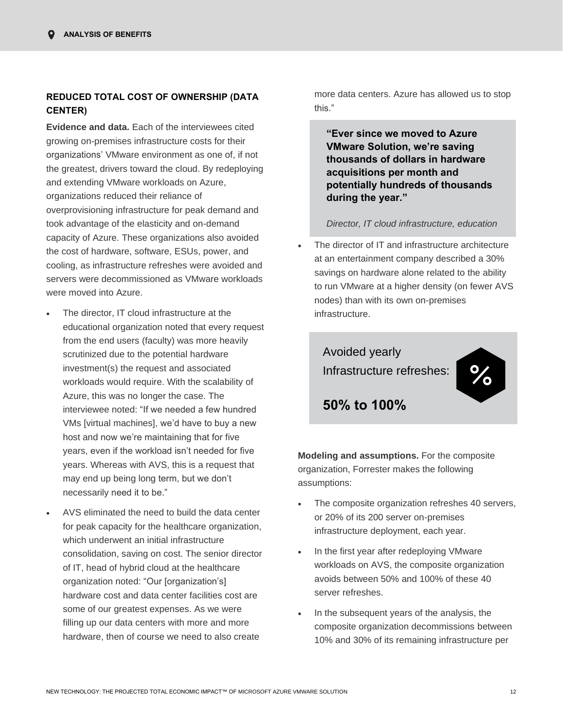### REDUCED TOTAL COST OF OWNERSHIP (DATA CENTER)

**Evidence and data.** Each of the interviewees cited growing on-premises infrastructure costs for their organizations' VMware environment as one of, if not the greatest, drivers toward the cloud. By redeploying and extending VMware workloads on Azure, organizations reduced their reliance of overprovisioning infrastructure for peak demand and took advantage of the elasticity and on-demand capacity of Azure. These organizations also avoided the cost of hardware, software, ESUs, power, and cooling, as infrastructure refreshes were avoided and servers were decommissioned as VMware workloads were moved into Azure.

- The director, IT cloud infrastructure at the educational organization noted that every request from the end users (faculty) was more heavily scrutinized due to the potential hardware investment(s) the request and associated workloads would require. With the scalability of Azure, this was no longer the case. The interviewee noted: "If we needed a few hundred VMs [virtual machines], we'd have to buy a new host and now we're maintaining that for five years, even if the workload isn't needed for five years. Whereas with AVS, this is a request that may end up being long term, but we don't necessarily need it to be."

- AVS eliminated the need to build the data center for peak capacity for the healthcare organization, which underwent an initial infrastructure consolidation, saving on cost. The senior director of IT, head of hybrid cloud at the healthcare organization noted: "Our [organization's] hardware cost and data center facilities cost are some of our greatest expenses. As we were filling up our data centers with more and more hardware, then of course we need to also create more data centers. Azure has allowed us to stop this."

> **"Ever since we moved to Azure VMware Solution, we're saving thousands of dollars in hardware acquisitions per month and potentially hundreds of thousands during the year."**
>
> *Director, IT cloud infrastructure, education*

- The director of IT and infrastructure architecture at an entertainment company described a 30% savings on hardware alone related to the ability to run VMware at a higher density (on fewer AVS nodes) than with its own on-premises infrastructure.

Avoided yearly Infrastructure refreshes:

**50% to 100%**

**Modeling and assumptions.** For the composite organization, Forrester makes the following assumptions:

- The composite organization refreshes 40 servers, or 20% of its 200 server on-premises infrastructure deployment, each year.

- In the first year after redeploying VMware workloads on AVS, the composite organization avoids between 50% and 100% of these 40 server refreshes.

- In the subsequent years of the analysis, the composite organization decommissions between 10% and 30% of its remaining infrastructure per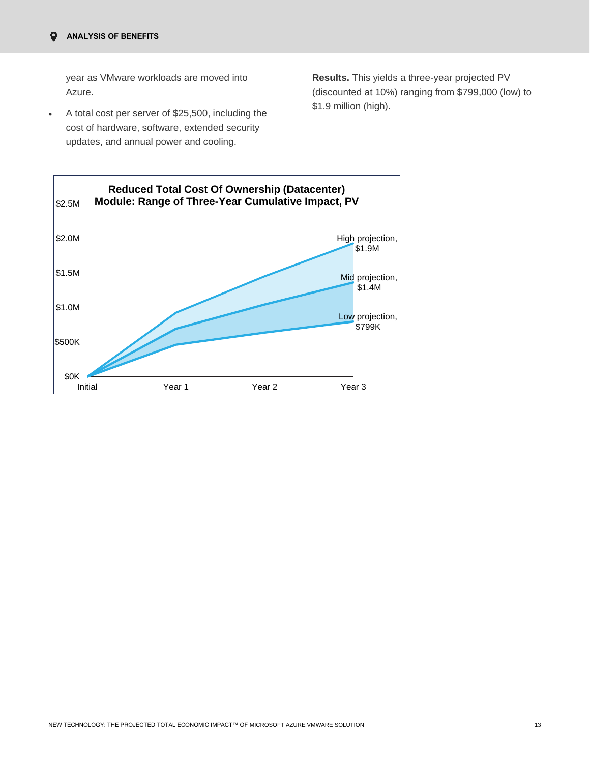year as VMware workloads are moved into Azure.

- A total cost per server of $25,500, including the cost of hardware, software, extended security updates, and annual power and cooling.

**Results.** This yields a three-year projected PV (discounted at 10%) ranging from $799,000 (low) to $1.9 million (high).

**Reduced Total Cost Of Ownership (Datacenter) Module: Range of Three-Year Cumulative Impact, PV**

High projection, $1.9M

Mid projection, $1.4M

Low projection, $799K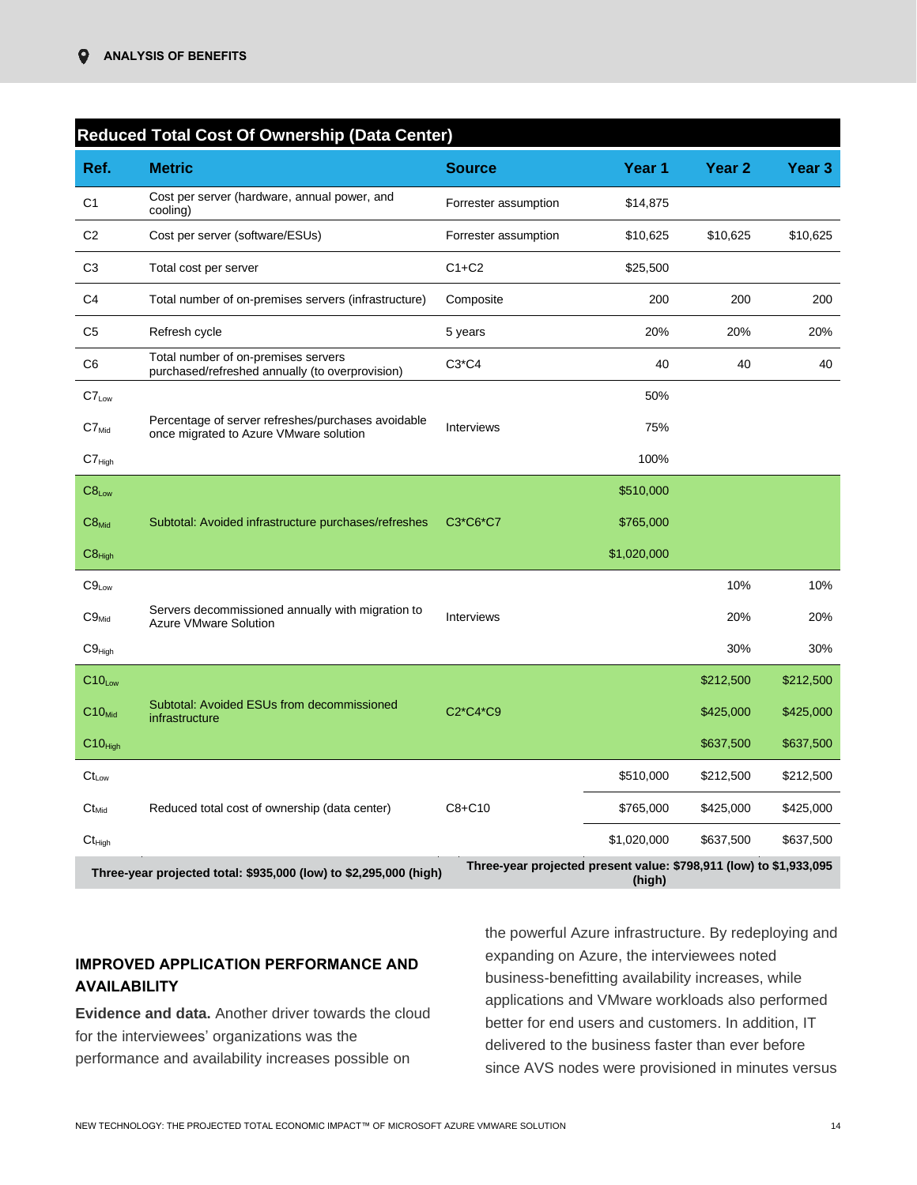| Ref. | Metric | Source | Year 1 | Year 2 | Year 3 |
|---|---|---|---|---|---|
| C1 | Cost per server (hardware, annual power, and cooling) | Forrester assumption | $14,875 | | |
| C2 | Cost per server (software/ESUs) | Forrester assumption | $10,625 | $10,625 | $10,625 |
| C3 | Total cost per server | C1+C2 | $25,500 | | |
| C4 | Total number of on-premises servers (infrastructure) | Composite | 200 | 200 | 200 |
| C5 | Refresh cycle | 5 years | 20% | 20% | 20% |
| C6 | Total number of on-premises servers purchased/refreshed annually (to overprovision) | C3*C4 | 40 | 40 | 40 |
| $C7_{Low}$ | Percentage of server refreshes/purchases avoidable once migrated to Azure VMware solution | Interviews | 50% | | |
| $C7_{Mid}$ | | | 75% | | |
| $C7_{High}$ | | | 100% | | |
| $C8_{Low}$ | Subtotal: Avoided infrastructure purchases/refreshes | C3*C6*C7 | $510,000 | | |
| $C8_{Mid}$ | | | $765,000 | | |
| $C8_{High}$ | | | $1,020,000 | | |
| $C9_{Low}$ | Servers decommissioned annually with migration to Azure VMware Solution | Interviews | | 10% | 10% |
| $C9_{Mid}$ | | | | 20% | 20% |
| $C9_{High}$ | | | | 30% | 30% |
| $C10_{Low}$ | Subtotal: Avoided ESUs from decommissioned infrastructure | C2*C4*C9 | | $212,500 | $212,500 |
| $C10_{Mid}$ | | | | $425,000 | $425,000 |
| $C10_{High}$ | | | | $637,500 | $637,500 |
| $Ct_{Low}$ | Reduced total cost of ownership (data center) | C8+C10 | $510,000 | $212,500 | $212,500 |
| $Ct_{Mid}$ | | | $765,000 | $425,000 | $425,000 |
| $Ct_{High}$ | | | $1,020,000 | $637,500 | $637,500 |

**Reduced Total Cost Of Ownership (Data Center)**

**Three-year projected total: $935,000 (low) to $2,295,000 (high)** | **Three-year projected present value: $798,911 (low) to $1,933,095 (high)**

### IMPROVED APPLICATION PERFORMANCE AND AVAILABILITY

**Evidence and data.** Another driver towards the cloud for the interviewees' organizations was the performance and availability increases possible on the powerful Azure infrastructure. By redeploying and expanding on Azure, the interviewees noted business-benefitting availability increases, while applications and VMware workloads also performed better for end users and customers. In addition, IT delivered to the business faster than ever before since AVS nodes were provisioned in minutes versus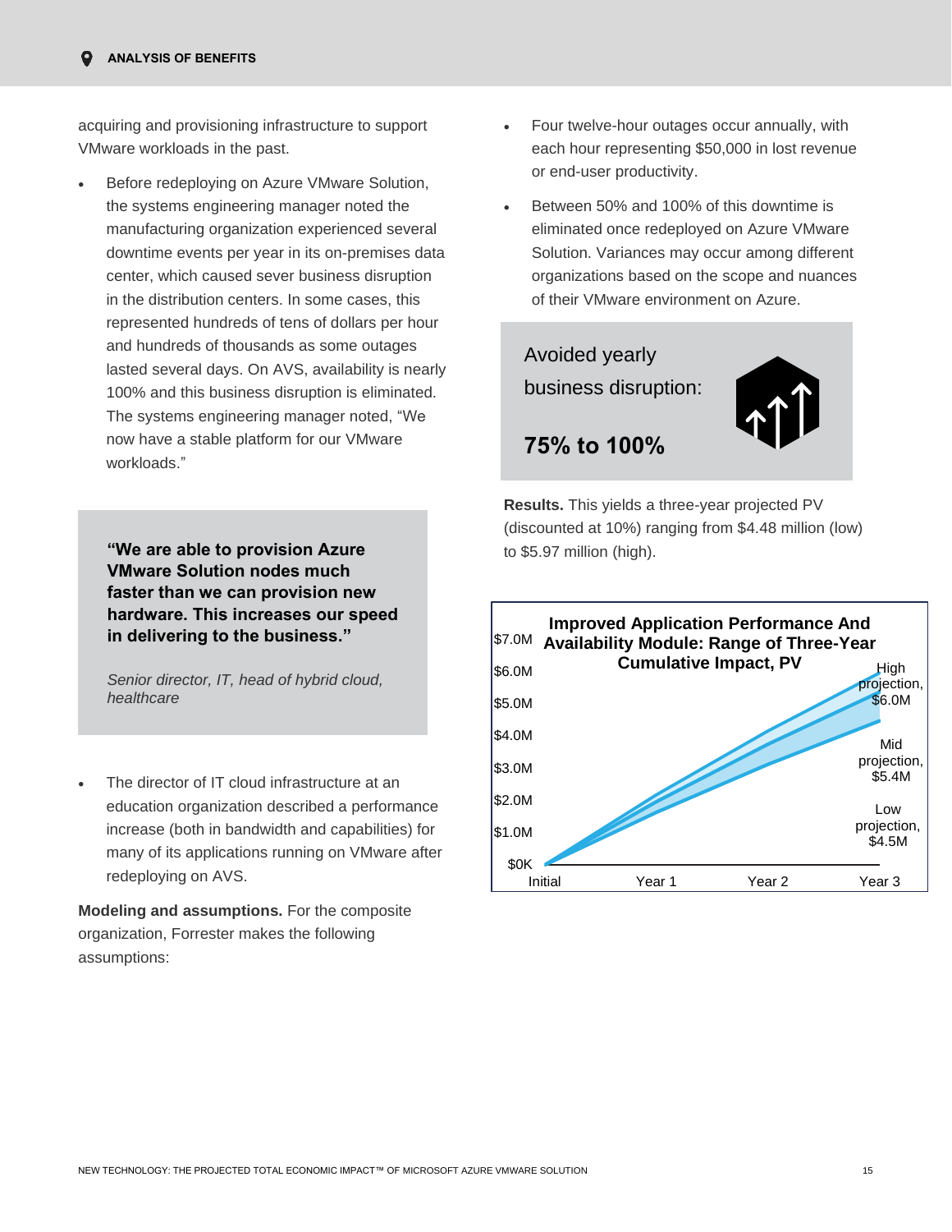acquiring and provisioning infrastructure to support VMware workloads in the past.

- Before redeploying on Azure VMware Solution, the systems engineering manager noted the manufacturing organization experienced several downtime events per year in its on-premises data center, which caused sever business disruption in the distribution centers. In some cases, this represented hundreds of tens of dollars per hour and hundreds of thousands as some outages lasted several days. On AVS, availability is nearly 100% and this business disruption is eliminated. The systems engineering manager noted, "We now have a stable platform for our VMware workloads."

> **"We are able to provision Azure VMware Solution nodes much faster than we can provision new hardware. This increases our speed in delivering to the business."**
>
> *Senior director, IT, head of hybrid cloud, healthcare*

- The director of IT cloud infrastructure at an education organization described a performance increase (both in bandwidth and capabilities) for many of its applications running on VMware after redeploying on AVS.

**Modeling and assumptions.** For the composite organization, Forrester makes the following assumptions:

- Four twelve-hour outages occur annually, with each hour representing $50,000 in lost revenue or end-user productivity.
- Between 50% and 100% of this downtime is eliminated once redeployed on Azure VMware Solution. Variances may occur among different organizations based on the scope and nuances of their VMware environment on Azure.

Avoided yearly business disruption:

**75% to 100%**

**Results.** This yields a three-year projected PV (discounted at 10%) ranging from $4.48 million (low) to $5.97 million (high).

**Improved Application Performance And Availability Module: Range of Three-Year Cumulative Impact, PV**

High projection, $6.0M

Mid projection, $5.4M

Low projection, $4.5M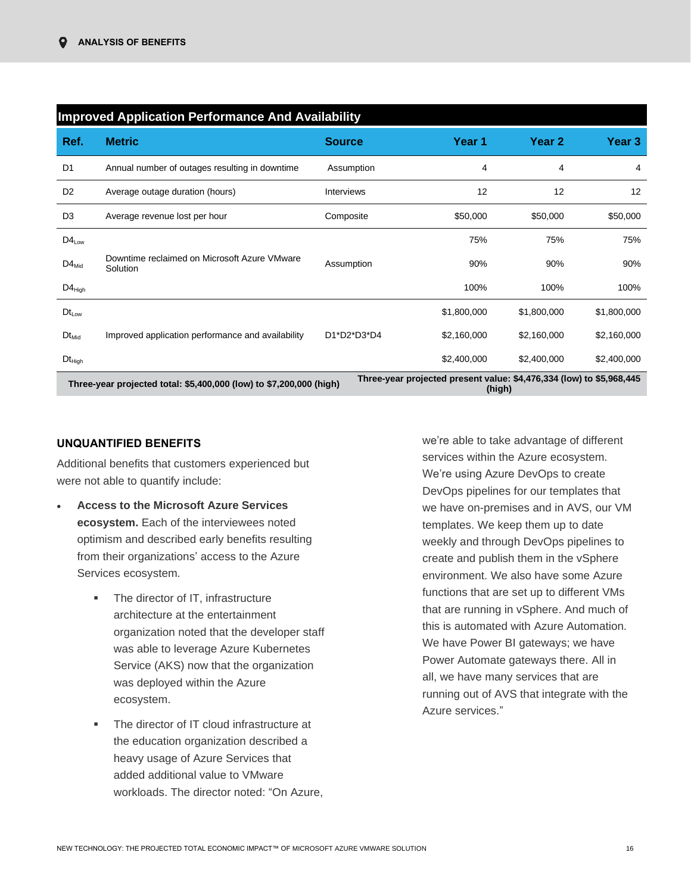| Improved Application Performance And Availability | | | | | |
|---|---|---|---|---|---|
| **Ref.** | **Metric** | **Source** | **Year 1** | **Year 2** | **Year 3** |
| D1 | Annual number of outages resulting in downtime | Assumption | 4 | 4 | 4 |
| D2 | Average outage duration (hours) | Interviews | 12 | 12 | 12 |
| D3 | Average revenue lost per hour | Composite | $50,000 | $50,000 | $50,000 |
| $D4_{Low}$ | Downtime reclaimed on Microsoft Azure VMware Solution | Assumption | 75% | 75% | 75% |
| $D4_{Mid}$ | | | 90% | 90% | 90% |
| $D4_{High}$ | | | 100% | 100% | 100% |
| $Dt_{Low}$ | Improved application performance and availability | D1*D2*D3*D4 | $1,800,000 | $1,800,000 | $1,800,000 |
| $Dt_{Mid}$ | | | $2,160,000 | $2,160,000 | $2,160,000 |
| $Dt_{High}$ | | | $2,400,000 | $2,400,000 | $2,400,000 |
| **Three-year projected total: $5,400,000 (low) to $7,200,000 (high)** | | | **Three-year projected present value: $4,476,334 (low) to $5,968,445 (high)** | | |

**UNQUANTIFIED BENEFITS**

Additional benefits that customers experienced but were not able to quantify include:

- **Access to the Microsoft Azure Services ecosystem.** Each of the interviewees noted optimism and described early benefits resulting from their organizations' access to the Azure Services ecosystem.
  - The director of IT, infrastructure architecture at the entertainment organization noted that the developer staff was able to leverage Azure Kubernetes Service (AKS) now that the organization was deployed within the Azure ecosystem.
  - The director of IT cloud infrastructure at the education organization described a heavy usage of Azure Services that added additional value to VMware workloads. The director noted: "On Azure, we're able to take advantage of different services within the Azure ecosystem. We're using Azure DevOps to create DevOps pipelines for our templates that we have on-premises and in AVS, our VM templates. We keep them up to date weekly and through DevOps pipelines to create and publish them in the vSphere environment. We also have some Azure functions that are set up to different VMs that are running in vSphere. And much of this is automated with Azure Automation. We have Power BI gateways; we have Power Automate gateways there. All in all, we have many services that are running out of AVS that integrate with the Azure services."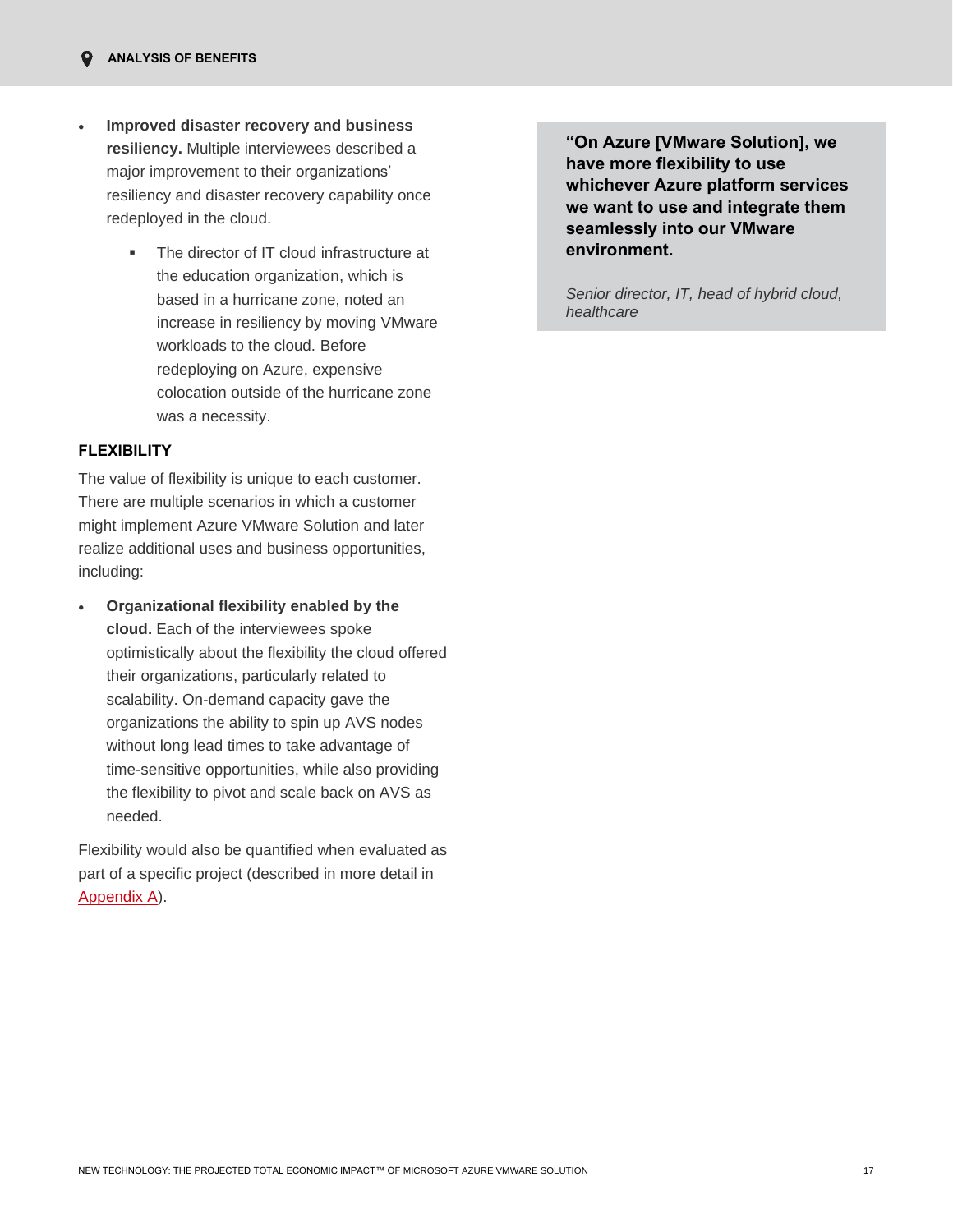- **Improved disaster recovery and business resiliency.** Multiple interviewees described a major improvement to their organizations' resiliency and disaster recovery capability once redeployed in the cloud.
  - The director of IT cloud infrastructure at the education organization, which is based in a hurricane zone, noted an increase in resiliency by moving VMware workloads to the cloud. Before redeploying on Azure, expensive colocation outside of the hurricane zone was a necessity.

### FLEXIBILITY

The value of flexibility is unique to each customer. There are multiple scenarios in which a customer might implement Azure VMware Solution and later realize additional uses and business opportunities, including:

- **Organizational flexibility enabled by the cloud.** Each of the interviewees spoke optimistically about the flexibility the cloud offered their organizations, particularly related to scalability. On-demand capacity gave the organizations the ability to spin up AVS nodes without long lead times to take advantage of time-sensitive opportunities, while also providing the flexibility to pivot and scale back on AVS as needed.

Flexibility would also be quantified when evaluated as part of a specific project (described in more detail in Appendix A).

> **"On Azure [VMware Solution], we have more flexibility to use whichever Azure platform services we want to use and integrate them seamlessly into our VMware environment.**
>
> *Senior director, IT, head of hybrid cloud, healthcare*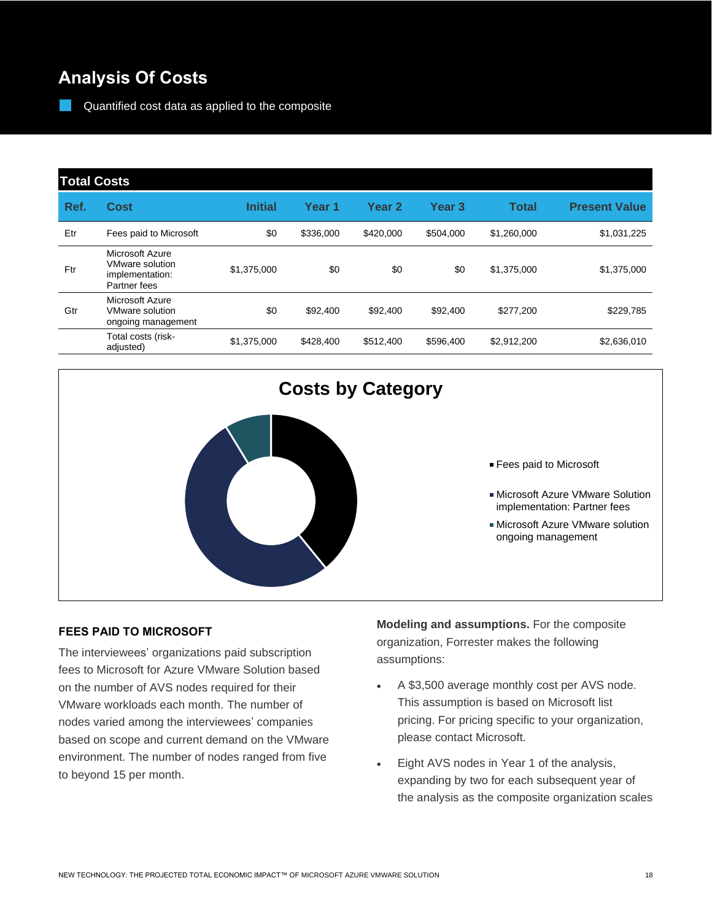# Analysis Of Costs

Quantified cost data as applied to the composite

**Total Costs**

| Ref. | Cost | Initial | Year 1 | Year 2 | Year 3 | Total | Present Value |
|---|---|---|---|---|---|---|---|
| Etr | Fees paid to Microsoft | $0 | $336,000 | $420,000 | $504,000 | $1,260,000 | $1,031,225 |
| Ftr | Microsoft Azure VMware solution implementation: Partner fees | $1,375,000 | $0 | $0 | $0 | $1,375,000 | $1,375,000 |
| Gtr | Microsoft Azure VMware solution ongoing management | $0 | $92,400 | $92,400 | $92,400 | $277,200 | $229,785 |
| | Total costs (risk-adjusted) | $1,375,000 | $428,400 | $512,400 | $596,400 | $2,912,200 | $2,636,010 |

**Costs by Category**

- Fees paid to Microsoft
- Microsoft Azure VMware Solution implementation: Partner fees
- Microsoft Azure VMware solution ongoing management

### FEES PAID TO MICROSOFT

The interviewees' organizations paid subscription fees to Microsoft for Azure VMware Solution based on the number of AVS nodes required for their VMware workloads each month. The number of nodes varied among the interviewees' companies based on scope and current demand on the VMware environment. The number of nodes ranged from five to beyond 15 per month.

**Modeling and assumptions.** For the composite organization, Forrester makes the following assumptions:

- A $3,500 average monthly cost per AVS node. This assumption is based on Microsoft list pricing. For pricing specific to your organization, please contact Microsoft.
- Eight AVS nodes in Year 1 of the analysis, expanding by two for each subsequent year of the analysis as the composite organization scales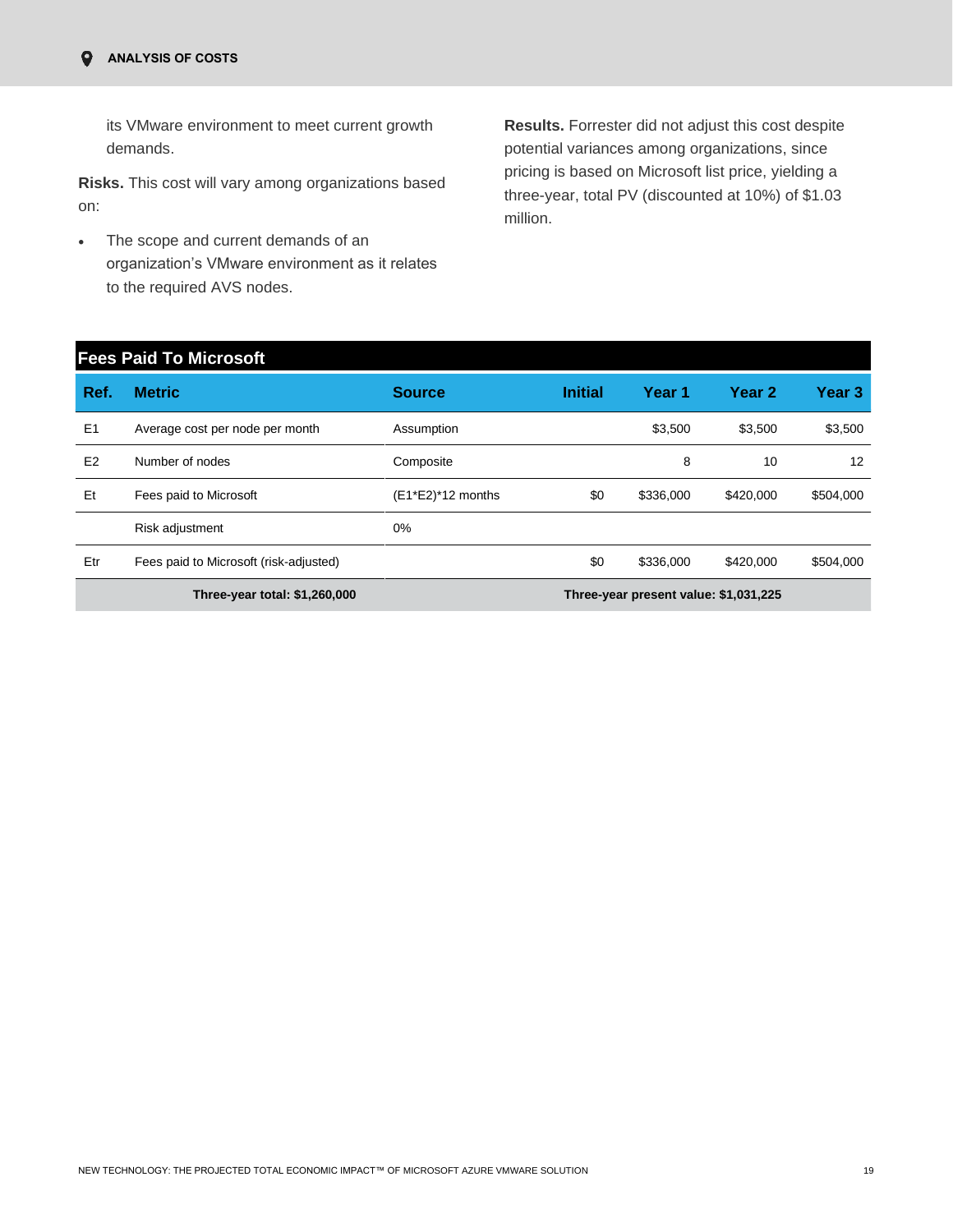its VMware environment to meet current growth demands.

**Risks.** This cost will vary among organizations based on:

- The scope and current demands of an organization's VMware environment as it relates to the required AVS nodes.

**Results.** Forrester did not adjust this cost despite potential variances among organizations, since pricing is based on Microsoft list price, yielding a three-year, total PV (discounted at 10%) of $1.03 million.

**Fees Paid To Microsoft**

| Ref. | Metric | Source | Initial | Year 1 | Year 2 | Year 3 |
|---|---|---|---|---|---|---|
| E1 | Average cost per node per month | Assumption | | $3,500 | $3,500 | $3,500 |
| E2 | Number of nodes | Composite | | 8 | 10 | 12 |
| Et | Fees paid to Microsoft | (E1*E2)*12 months | $0 | $336,000 | $420,000 | $504,000 |
| | Risk adjustment | 0% | | | | |
| Etr | Fees paid to Microsoft (risk-adjusted) | | $0 | $336,000 | $420,000 | $504,000 |
| | **Three-year total: $1,260,000** | | **Three-year present value: $1,031,225** | | | |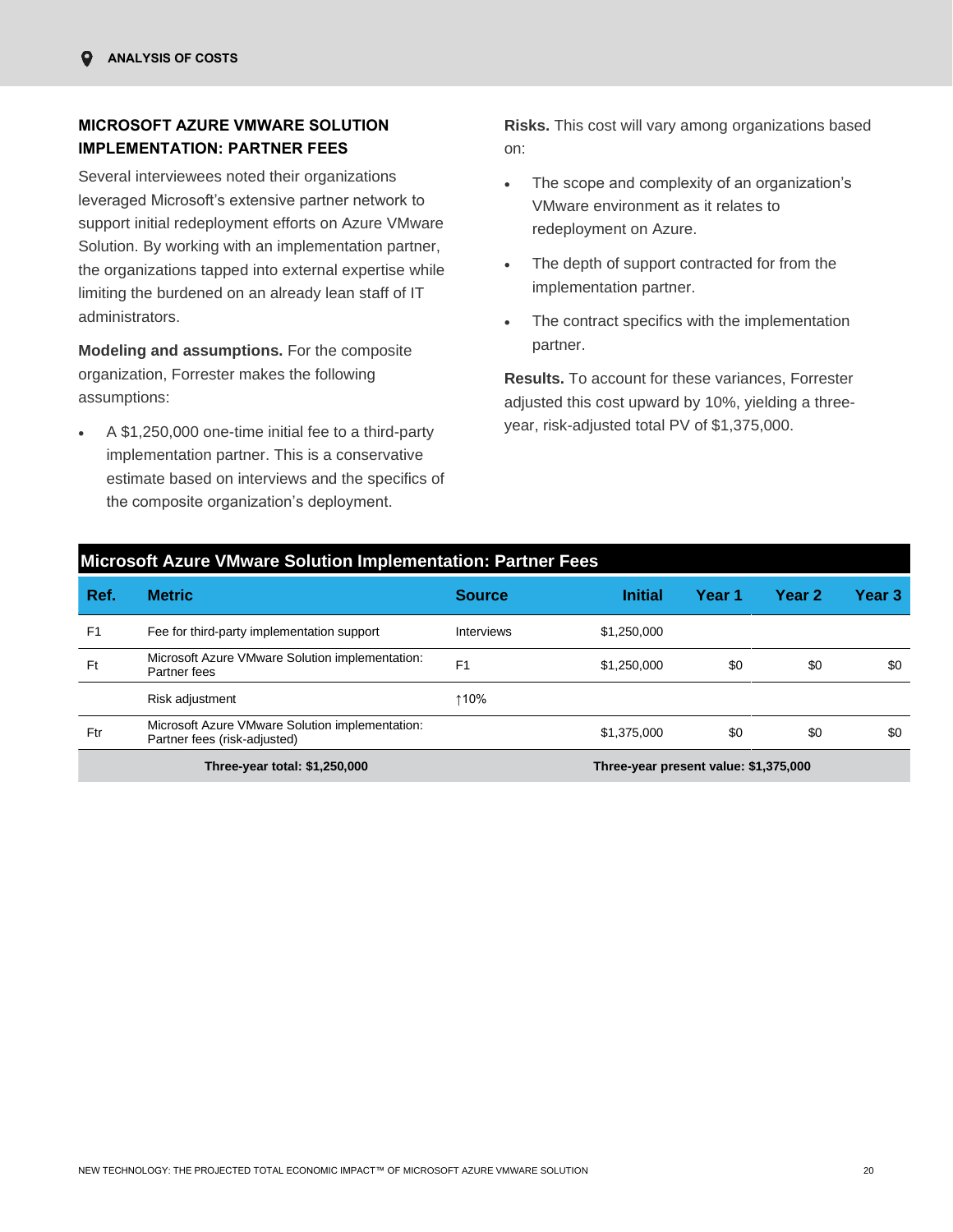### MICROSOFT AZURE VMWARE SOLUTION IMPLEMENTATION: PARTNER FEES

Several interviewees noted their organizations leveraged Microsoft's extensive partner network to support initial redeployment efforts on Azure VMware Solution. By working with an implementation partner, the organizations tapped into external expertise while limiting the burdened on an already lean staff of IT administrators.

**Modeling and assumptions.** For the composite organization, Forrester makes the following assumptions:

- A $1,250,000 one-time initial fee to a third-party implementation partner. This is a conservative estimate based on interviews and the specifics of the composite organization's deployment.

**Risks.** This cost will vary among organizations based on:

- The scope and complexity of an organization's VMware environment as it relates to redeployment on Azure.
- The depth of support contracted for from the implementation partner.
- The contract specifics with the implementation partner.

**Results.** To account for these variances, Forrester adjusted this cost upward by 10%, yielding a three-year, risk-adjusted total PV of $1,375,000.

**Microsoft Azure VMware Solution Implementation: Partner Fees**

| Ref. | Metric | Source | Initial | Year 1 | Year 2 | Year 3 |
|---|---|---|---|---|---|---|
| F1 | Fee for third-party implementation support | Interviews | $1,250,000 | | | |
| Ft | Microsoft Azure VMware Solution implementation: Partner fees | F1 | $1,250,000 | $0 | $0 | $0 |
| | Risk adjustment | ↑10% | | | | |
| Ftr | Microsoft Azure VMware Solution implementation: Partner fees (risk-adjusted) | | $1,375,000 | $0 | $0 | $0 |
| | Three-year total: $1,250,000 | | Three-year present value: $1,375,000 | | | |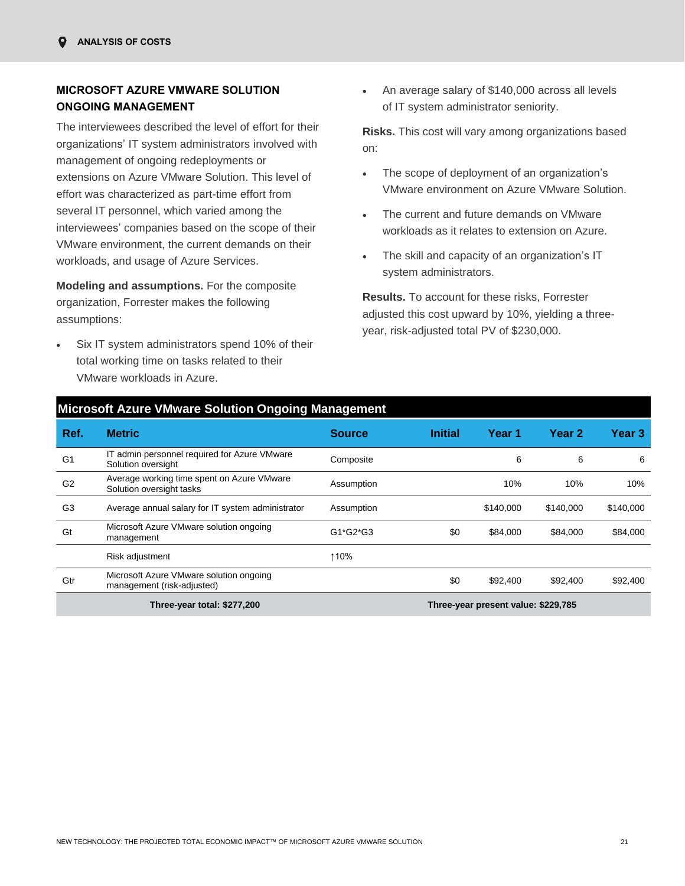### MICROSOFT AZURE VMWARE SOLUTION ONGOING MANAGEMENT

The interviewees described the level of effort for their organizations' IT system administrators involved with management of ongoing redeployments or extensions on Azure VMware Solution. This level of effort was characterized as part-time effort from several IT personnel, which varied among the interviewees' companies based on the scope of their VMware environment, the current demands on their workloads, and usage of Azure Services.

**Modeling and assumptions.** For the composite organization, Forrester makes the following assumptions:

- Six IT system administrators spend 10% of their total working time on tasks related to their VMware workloads in Azure.
- An average salary of $140,000 across all levels of IT system administrator seniority.

**Risks.** This cost will vary among organizations based on:

- The scope of deployment of an organization's VMware environment on Azure VMware Solution.
- The current and future demands on VMware workloads as it relates to extension on Azure.
- The skill and capacity of an organization's IT system administrators.

**Results.** To account for these risks, Forrester adjusted this cost upward by 10%, yielding a three-year, risk-adjusted total PV of $230,000.

**Microsoft Azure VMware Solution Ongoing Management**

| Ref. | Metric | Source | Initial | Year 1 | Year 2 | Year 3 |
|---|---|---|---|---|---|---|
| G1 | IT admin personnel required for Azure VMware Solution oversight | Composite | | 6 | 6 | 6 |
| G2 | Average working time spent on Azure VMware Solution oversight tasks | Assumption | | 10% | 10% | 10% |
| G3 | Average annual salary for IT system administrator | Assumption | | $140,000 | $140,000 | $140,000 |
| Gt | Microsoft Azure VMware solution ongoing management | G1*G2*G3 | $0 | $84,000 | $84,000 | $84,000 |
| | Risk adjustment | ↑10% | | | | |
| Gtr | Microsoft Azure VMware solution ongoing management (risk-adjusted) | | $0 | $92,400 | $92,400 | $92,400 |
| | **Three-year total: $277,200** | | **Three-year present value: $229,785** | | | |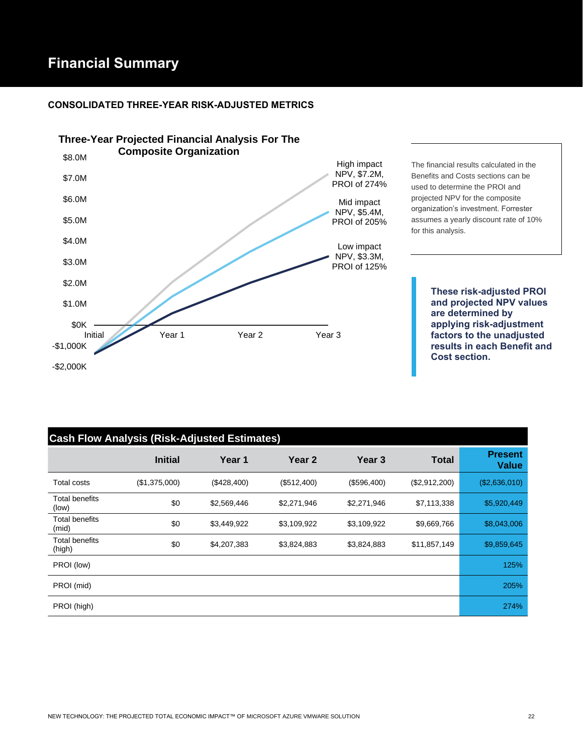# Financial Summary

### CONSOLIDATED THREE-YEAR RISK-ADJUSTED METRICS

**Three-Year Projected Financial Analysis For The Composite Organization**

High impact NPV, $7.2M, PROI of 274%

Mid impact NPV, $5.4M, PROI of 205%

Low impact NPV, $3.3M, PROI of 125%

The financial results calculated in the Benefits and Costs sections can be used to determine the PROI and projected NPV for the composite organization's investment. Forrester assumes a yearly discount rate of 10% for this analysis.

**These risk-adjusted PROI and projected NPV values are determined by applying risk-adjustment factors to the unadjusted results in each Benefit and Cost section.**

**Cash Flow Analysis (Risk-Adjusted Estimates)**

| | Initial | Year 1 | Year 2 | Year 3 | Total | Present Value |
|---|---|---|---|---|---|---|
| Total costs | ($1,375,000) | ($428,400) | ($512,400) | ($596,400) | ($2,912,200) | ($2,636,010) |
| Total benefits (low) | $0 | $2,569,446 | $2,271,946 | $2,271,946 | $7,113,338 | $5,920,449 |
| Total benefits (mid) | $0 | $3,449,922 | $3,109,922 | $3,109,922 | $9,669,766 | $8,043,006 |
| Total benefits (high) | $0 | $4,207,383 | $3,824,883 | $3,824,883 | $11,857,149 | $9,859,645 |
| PROI (low) | | | | | | 125% |
| PROI (mid) | | | | | | 205% |
| PROI (high) | | | | | | 274% |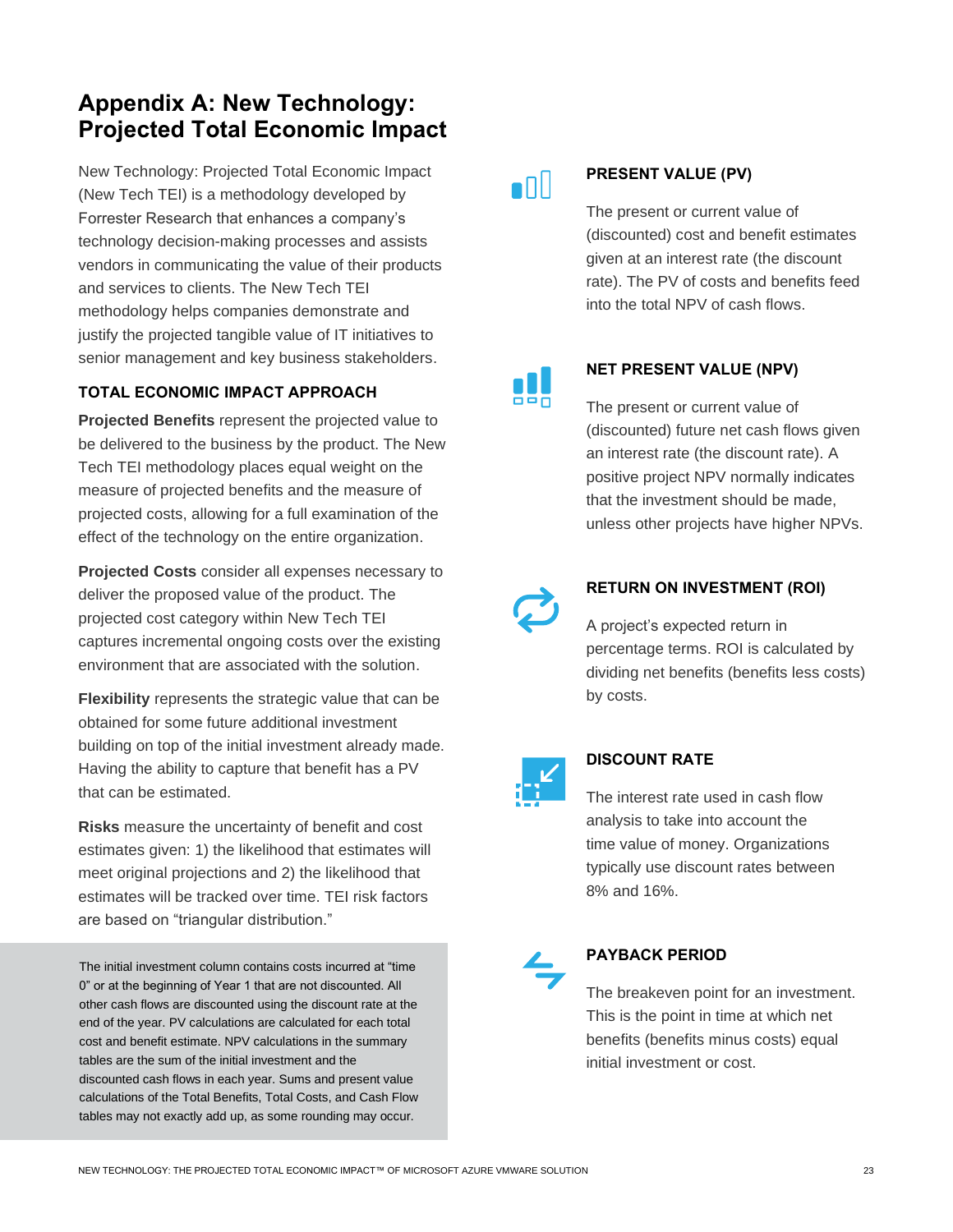# Appendix A: New Technology: Projected Total Economic Impact

New Technology: Projected Total Economic Impact (New Tech TEI) is a methodology developed by Forrester Research that enhances a company's technology decision-making processes and assists vendors in communicating the value of their products and services to clients. The New Tech TEI methodology helps companies demonstrate and justify the projected tangible value of IT initiatives to senior management and key business stakeholders.

### TOTAL ECONOMIC IMPACT APPROACH

**Projected Benefits** represent the projected value to be delivered to the business by the product. The New Tech TEI methodology places equal weight on the measure of projected benefits and the measure of projected costs, allowing for a full examination of the effect of the technology on the entire organization.

**Projected Costs** consider all expenses necessary to deliver the proposed value of the product. The projected cost category within New Tech TEI captures incremental ongoing costs over the existing environment that are associated with the solution.

**Flexibility** represents the strategic value that can be obtained for some future additional investment building on top of the initial investment already made. Having the ability to capture that benefit has a PV that can be estimated.

**Risks** measure the uncertainty of benefit and cost estimates given: 1) the likelihood that estimates will meet original projections and 2) the likelihood that estimates will be tracked over time. TEI risk factors are based on "triangular distribution."

The initial investment column contains costs incurred at "time 0" or at the beginning of Year 1 that are not discounted. All other cash flows are discounted using the discount rate at the end of the year. PV calculations are calculated for each total cost and benefit estimate. NPV calculations in the summary tables are the sum of the initial investment and the discounted cash flows in each year. Sums and present value calculations of the Total Benefits, Total Costs, and Cash Flow tables may not exactly add up, as some rounding may occur.

### PRESENT VALUE (PV)

The present or current value of (discounted) cost and benefit estimates given at an interest rate (the discount rate). The PV of costs and benefits feed into the total NPV of cash flows.

### NET PRESENT VALUE (NPV)

The present or current value of (discounted) future net cash flows given an interest rate (the discount rate). A positive project NPV normally indicates that the investment should be made, unless other projects have higher NPVs.

### RETURN ON INVESTMENT (ROI)

A project's expected return in percentage terms. ROI is calculated by dividing net benefits (benefits less costs) by costs.

### DISCOUNT RATE

The interest rate used in cash flow analysis to take into account the time value of money. Organizations typically use discount rates between 8% and 16%.

### PAYBACK PERIOD

The breakeven point for an investment. This is the point in time at which net benefits (benefits minus costs) equal initial investment or cost.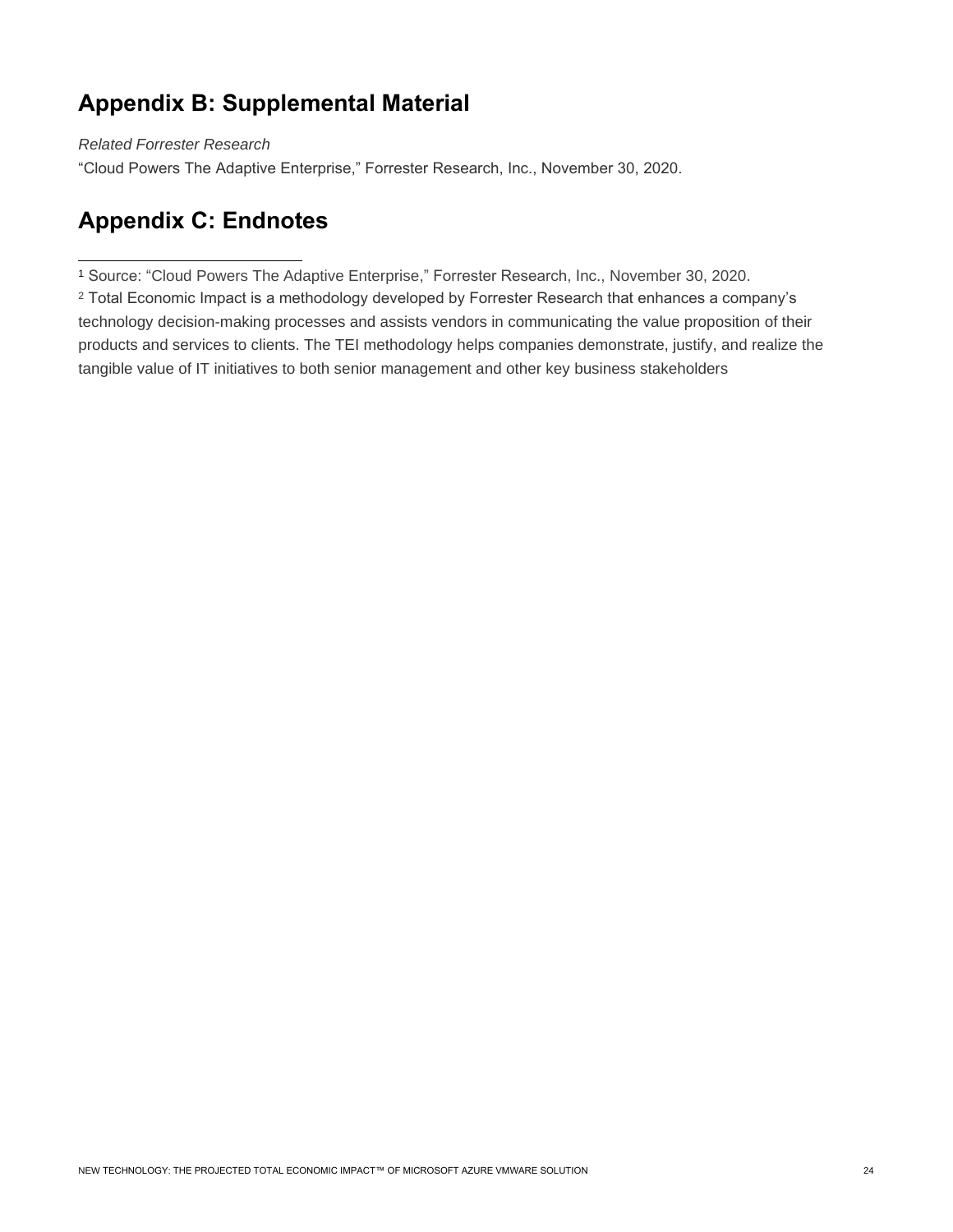## Appendix B: Supplemental Material

*Related Forrester Research*

"Cloud Powers The Adaptive Enterprise," Forrester Research, Inc., November 30, 2020.

## Appendix C: Endnotes

[1] Source: "Cloud Powers The Adaptive Enterprise," Forrester Research, Inc., November 30, 2020.

[2] Total Economic Impact is a methodology developed by Forrester Research that enhances a company's technology decision-making processes and assists vendors in communicating the value proposition of their products and services to clients. The TEI methodology helps companies demonstrate, justify, and realize the tangible value of IT initiatives to both senior management and other key business stakeholders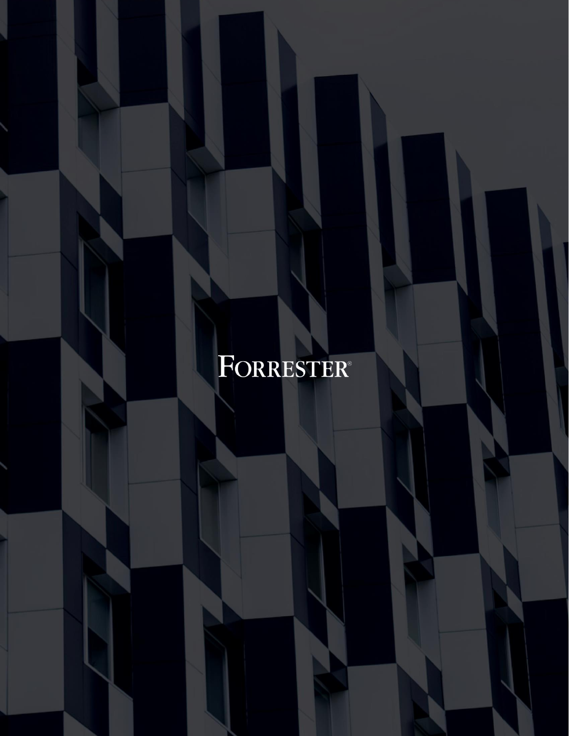FORRESTER®